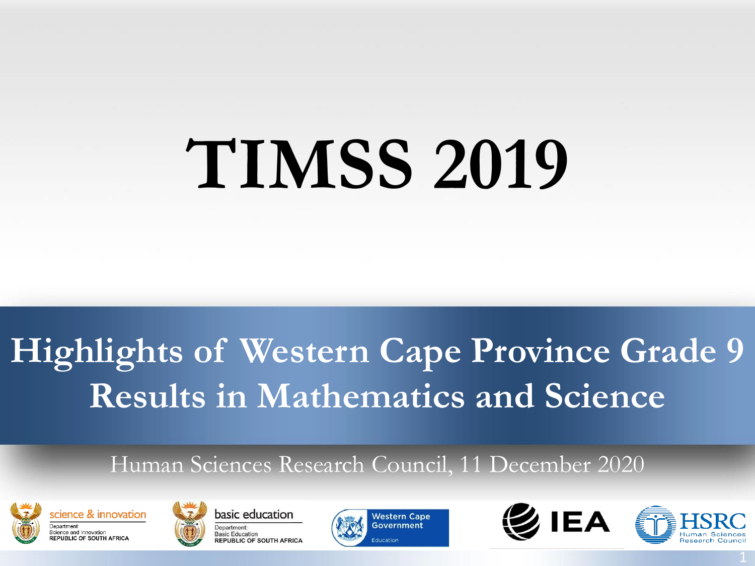# TIMSS 2019

## Highlights of Western Cape Province Grade 9 Results in Mathematics and Science

Human Sciences Research Council, 11 December 2020

science & innovation
Department: Science and Innovation
REPUBLIC OF SOUTH AFRICA

basic education
Department: Basic Education
REPUBLIC OF SOUTH AFRICA

Western Cape Government
Education

IEA

HSRC
Human Sciences Research Council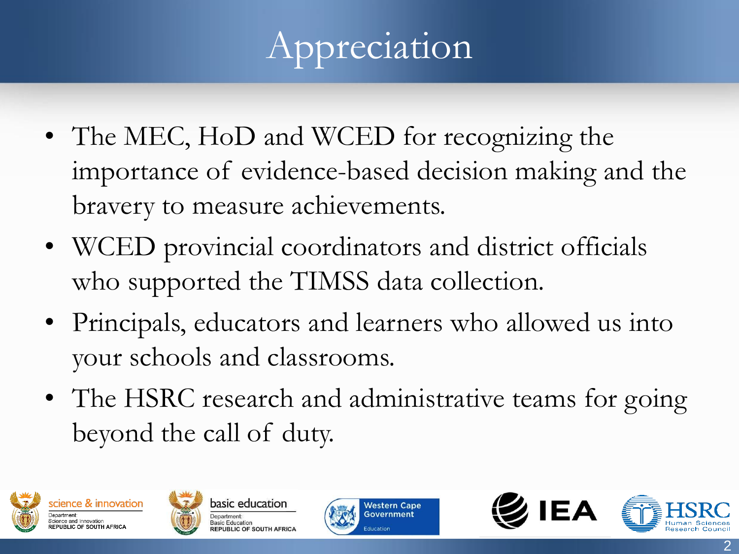# Appreciation

- The MEC, HoD and WCED for recognizing the importance of evidence-based decision making and the bravery to measure achievements.
- WCED provincial coordinators and district officials who supported the TIMSS data collection.
- Principals, educators and learners who allowed us into your schools and classrooms.
- The HSRC research and administrative teams for going beyond the call of duty.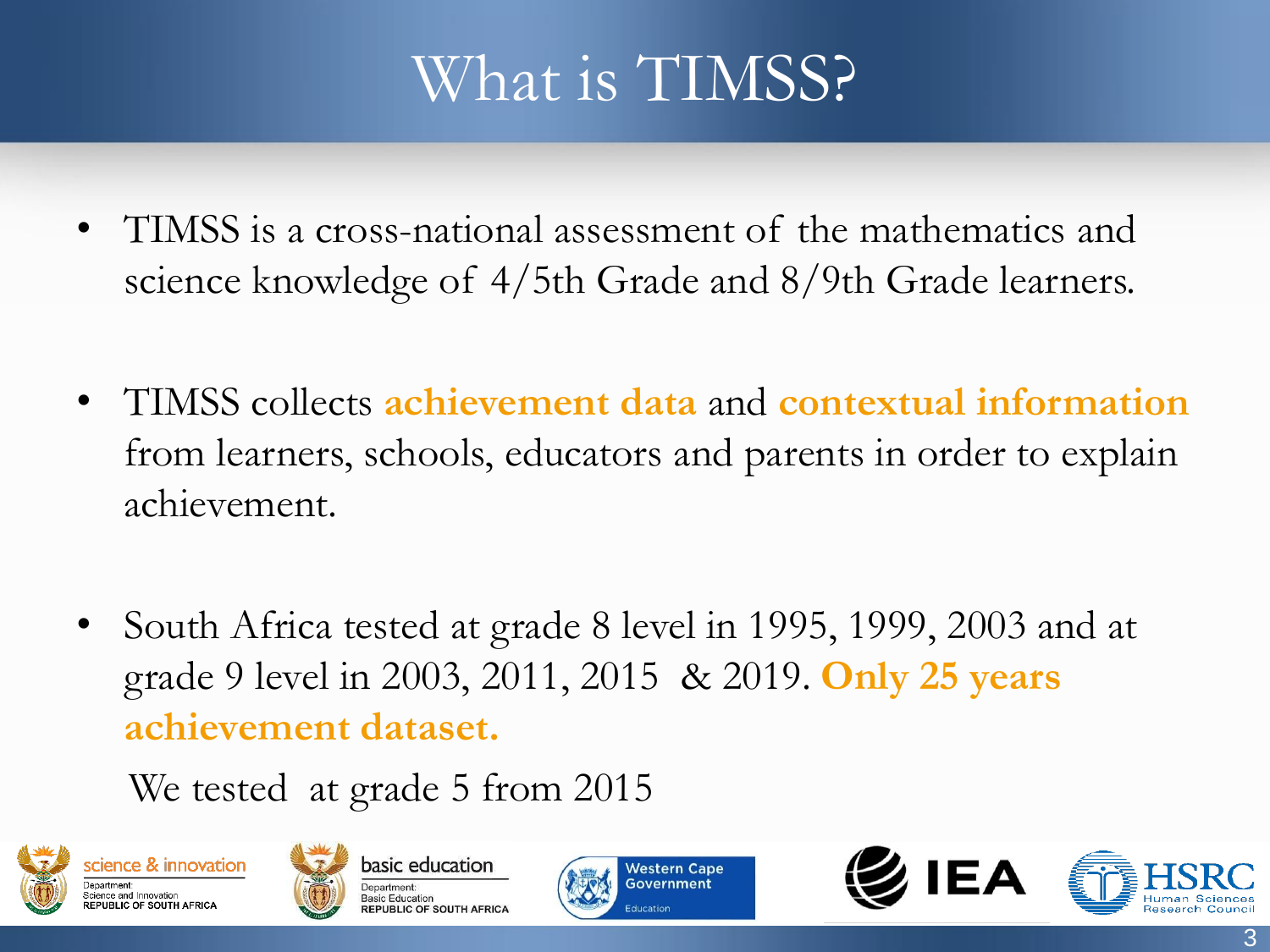# What is TIMSS?

- TIMSS is a cross-national assessment of the mathematics and science knowledge of 4/5th Grade and 8/9th Grade learners.

- TIMSS collects **achievement data** and **contextual information** from learners, schools, educators and parents in order to explain achievement.

- South Africa tested at grade 8 level in 1995, 1999, 2003 and at grade 9 level in 2003, 2011, 2015 & 2019. **Only 25 years achievement dataset.**

  We tested at grade 5 from 2015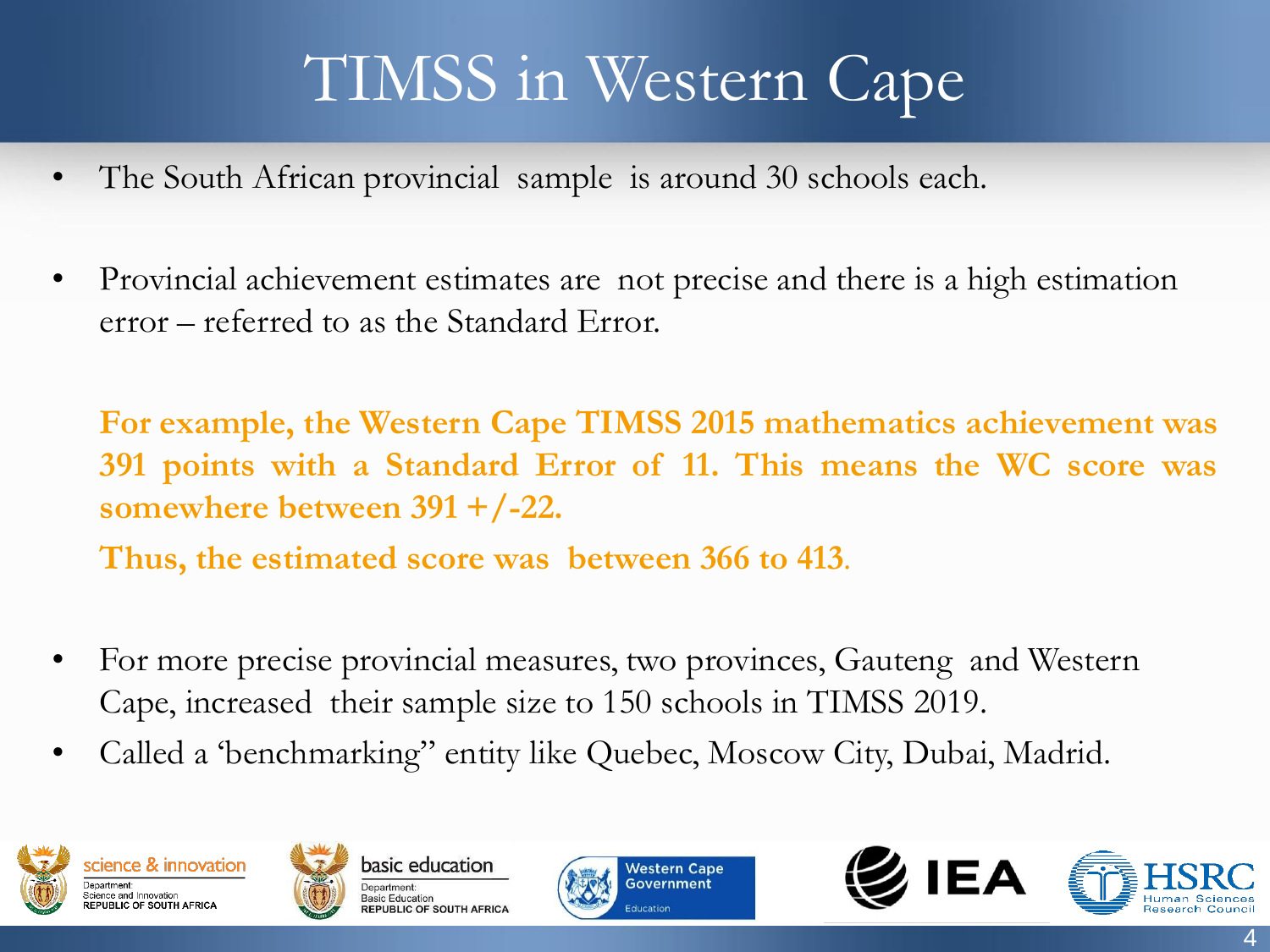# TIMSS in Western Cape

- The South African provincial sample is around 30 schools each.
- Provincial achievement estimates are not precise and there is a high estimation error – referred to as the Standard Error.

  **For example, the Western Cape TIMSS 2015 mathematics achievement was 391 points with a Standard Error of 11. This means the WC score was somewhere between 391 +/-22.**

  **Thus, the estimated score was between 366 to 413**.

- For more precise provincial measures, two provinces, Gauteng and Western Cape, increased their sample size to 150 schools in TIMSS 2019.
- Called a 'benchmarking" entity like Quebec, Moscow City, Dubai, Madrid.

science & innovation — Department: Science and Innovation, REPUBLIC OF SOUTH AFRICA

basic education — Department: Basic Education, REPUBLIC OF SOUTH AFRICA

Western Cape Government — Education

IEA

HSRC — Human Sciences Research Council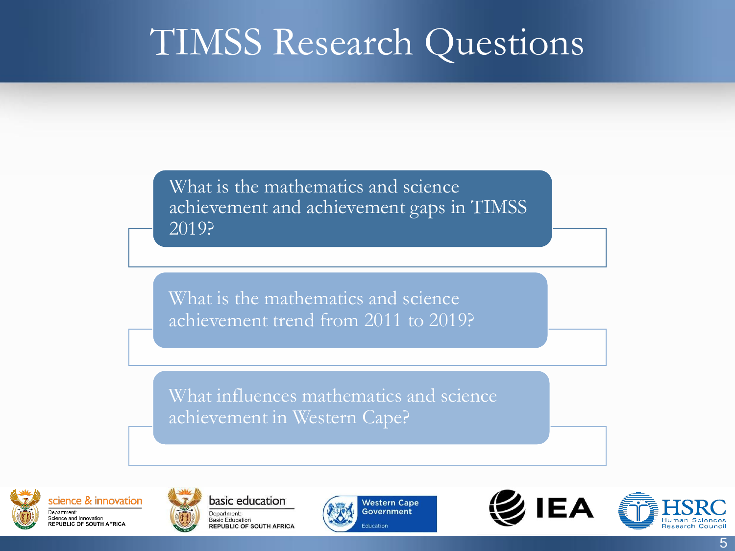# TIMSS Research Questions

- What is the mathematics and science achievement and achievement gaps in TIMSS 2019?
- What is the mathematics and science achievement trend from 2011 to 2019?
- What influences mathematics and science achievement in Western Cape?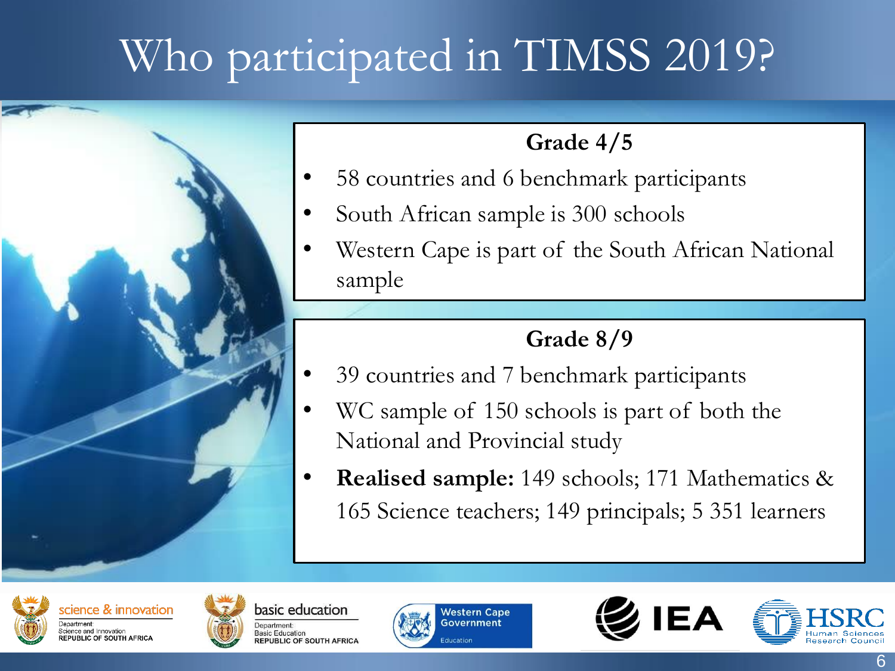# Who participated in TIMSS 2019?

### Grade 4/5

- 58 countries and 6 benchmark participants
- South African sample is 300 schools
- Western Cape is part of the South African National sample

### Grade 8/9

- 39 countries and 7 benchmark participants
- WC sample of 150 schools is part of both the National and Provincial study
- **Realised sample:** 149 schools; 171 Mathematics & 165 Science teachers; 149 principals; 5 351 learners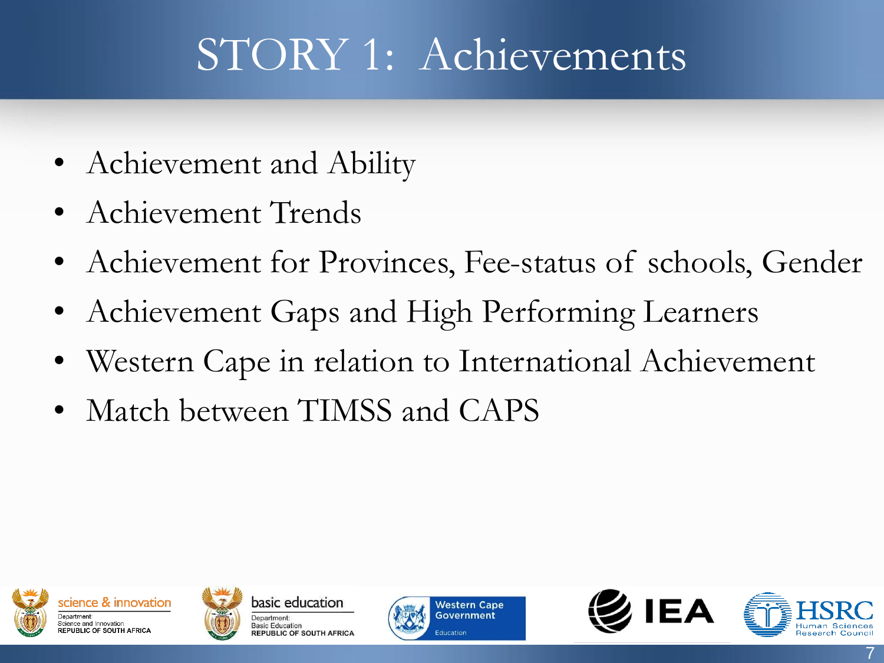# STORY 1: Achievements

- Achievement and Ability
- Achievement Trends
- Achievement for Provinces, Fee-status of schools, Gender
- Achievement Gaps and High Performing Learners
- Western Cape in relation to International Achievement
- Match between TIMSS and CAPS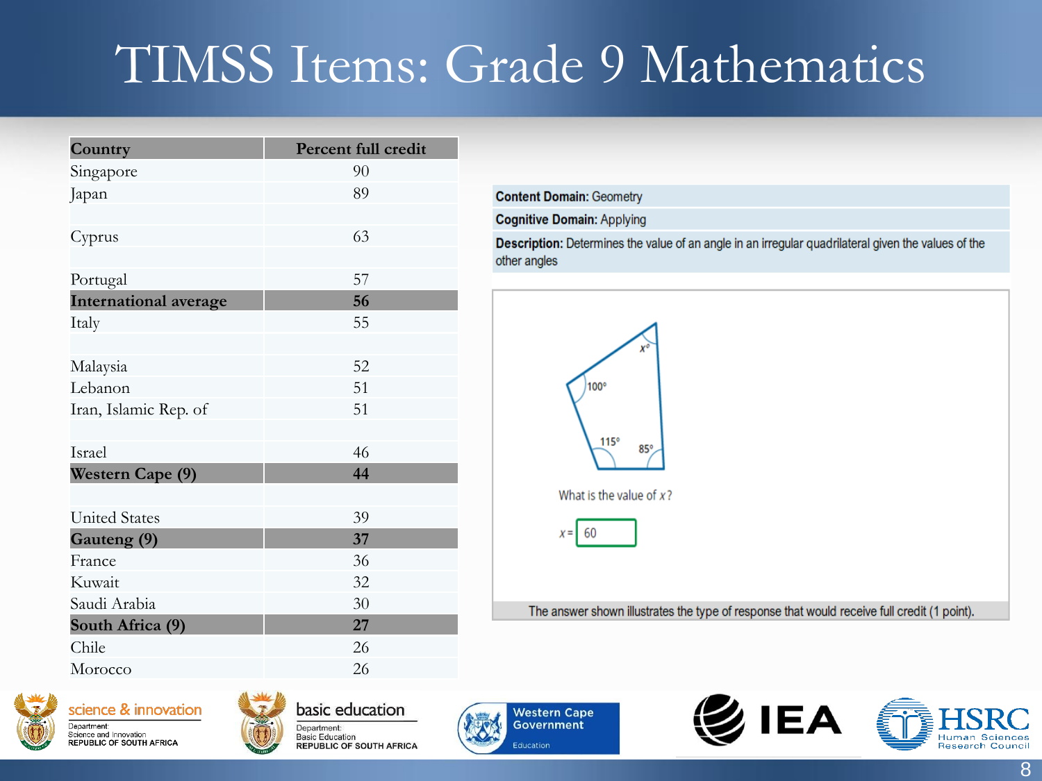# TIMSS Items: Grade 9 Mathematics

| Country | Percent full credit |
|---|---|
| Singapore | 90 |
| Japan | 89 |
| | |
| Cyprus | 63 |
| | |
| Portugal | 57 |
| **International average** | **56** |
| Italy | 55 |
| | |
| Malaysia | 52 |
| Lebanon | 51 |
| Iran, Islamic Rep. of | 51 |
| | |
| Israel | 46 |
| **Western Cape (9)** | **44** |
| | |
| United States | 39 |
| **Gauteng (9)** | **37** |
| France | 36 |
| Kuwait | 32 |
| Saudi Arabia | 30 |
| **South Africa (9)** | **27** |
| Chile | 26 |
| Morocco | 26 |

**Content Domain:** Geometry

**Cognitive Domain:** Applying

**Description:** Determines the value of an angle in an irregular quadrilateral given the values of the other angles

$x°$, $100°$, $115°$, $85°$

What is the value of $x$?

$x =$ 60

The answer shown illustrates the type of response that would receive full credit (1 point).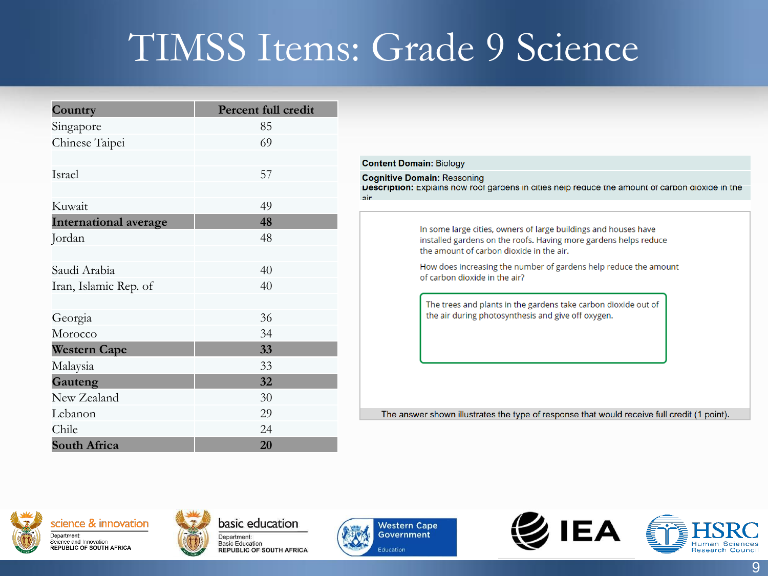# TIMSS Items: Grade 9 Science

| Country | Percent full credit |
|---|---|
| Singapore | 85 |
| Chinese Taipei | 69 |
| | |
| Israel | 57 |
| | |
| Kuwait | 49 |
| **International average** | **48** |
| Jordan | 48 |
| | |
| Saudi Arabia | 40 |
| Iran, Islamic Rep. of | 40 |
| | |
| Georgia | 36 |
| Morocco | 34 |
| **Western Cape** | **33** |
| Malaysia | 33 |
| **Gauteng** | **32** |
| New Zealand | 30 |
| Lebanon | 29 |
| Chile | 24 |
| **South Africa** | **20** |

**Content Domain:** Biology

**Cognitive Domain:** Reasoning

**Description:** Explains how roof gardens in cities help reduce the amount of carbon dioxide in the air

In some large cities, owners of large buildings and houses have installed gardens on the roofs. Having more gardens helps reduce the amount of carbon dioxide in the air.

How does increasing the number of gardens help reduce the amount of carbon dioxide in the air?

> The trees and plants in the gardens take carbon dioxide out of the air during photosynthesis and give off oxygen.

The answer shown illustrates the type of response that would receive full credit (1 point).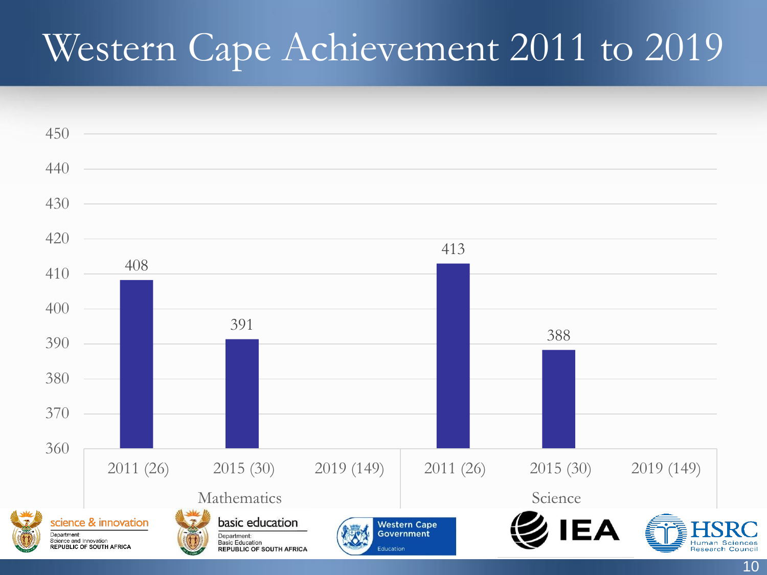# Western Cape Achievement 2011 to 2019

| | 2011 (26) | 2015 (30) | 2019 (149) |
|---|---|---|---|
| Mathematics | 408 | 391 | |
| Science | 413 | 388 | |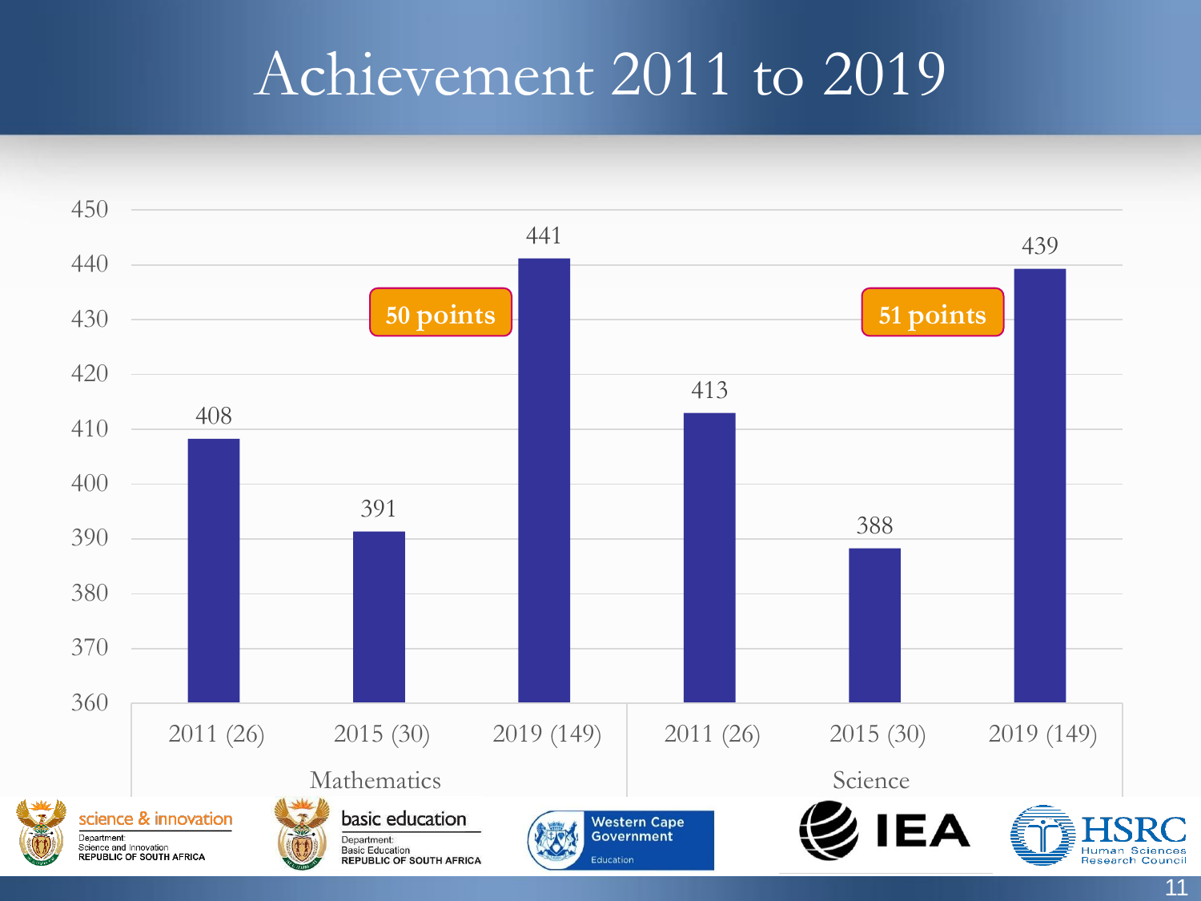# Achievement 2011 to 2019

| | 2011 (26) | 2015 (30) | 2019 (149) |
|---|---|---|---|
| Mathematics | 408 | 391 | 441 |
| Science | 413 | 388 | 439 |

Mathematics: **50 points**

Science: **51 points**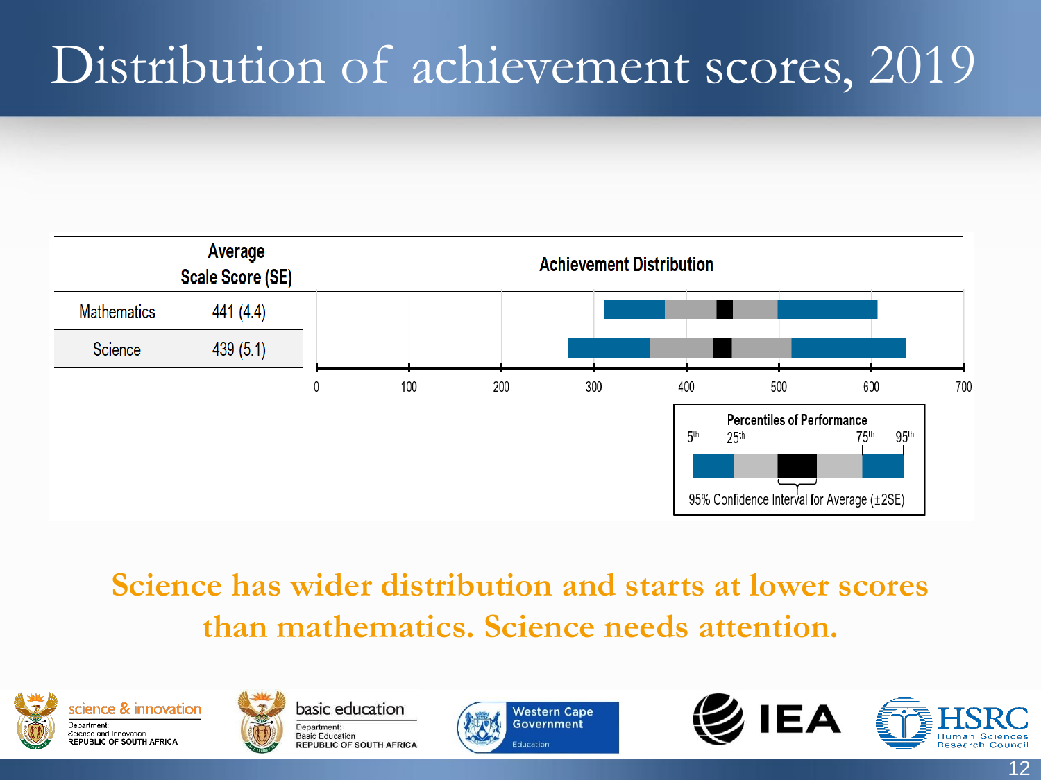# Distribution of achievement scores, 2019

| | Average Scale Score (SE) | Achievement Distribution |
|---|---|---|
| Mathematics | 441 (4.4) | |
| Science | 439 (5.1) | |

Axis: 0, 100, 200, 300, 400, 500, 600, 700

**Percentiles of Performance**

5th, 25th, 75th, 95th

95% Confidence Interval for Average (±2SE)

**Science has wider distribution and starts at lower scores than mathematics. Science needs attention.**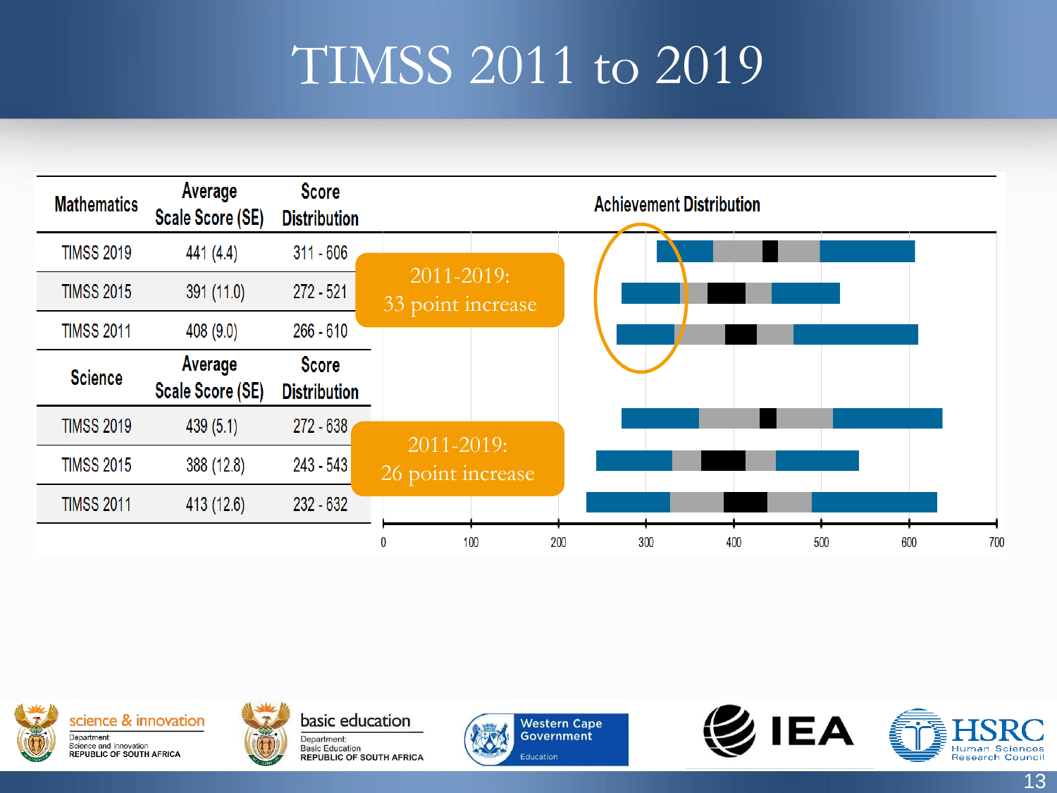# TIMSS 2011 to 2019

| Mathematics | Average Scale Score (SE) | Score Distribution |
|---|---|---|
| TIMSS 2019 | 441 (4.4) | 311 - 606 |
| TIMSS 2015 | 391 (11.0) | 272 - 521 |
| TIMSS 2011 | 408 (9.0) | 266 - 610 |

| Science | Average Scale Score (SE) | Score Distribution |
|---|---|---|
| TIMSS 2019 | 439 (5.1) | 272 - 638 |
| TIMSS 2015 | 388 (12.8) | 243 - 543 |
| TIMSS 2011 | 413 (12.6) | 232 - 632 |

Achievement Distribution

2011-2019: 33 point increase

2011-2019: 26 point increase

0 100 200 300 400 500 600 700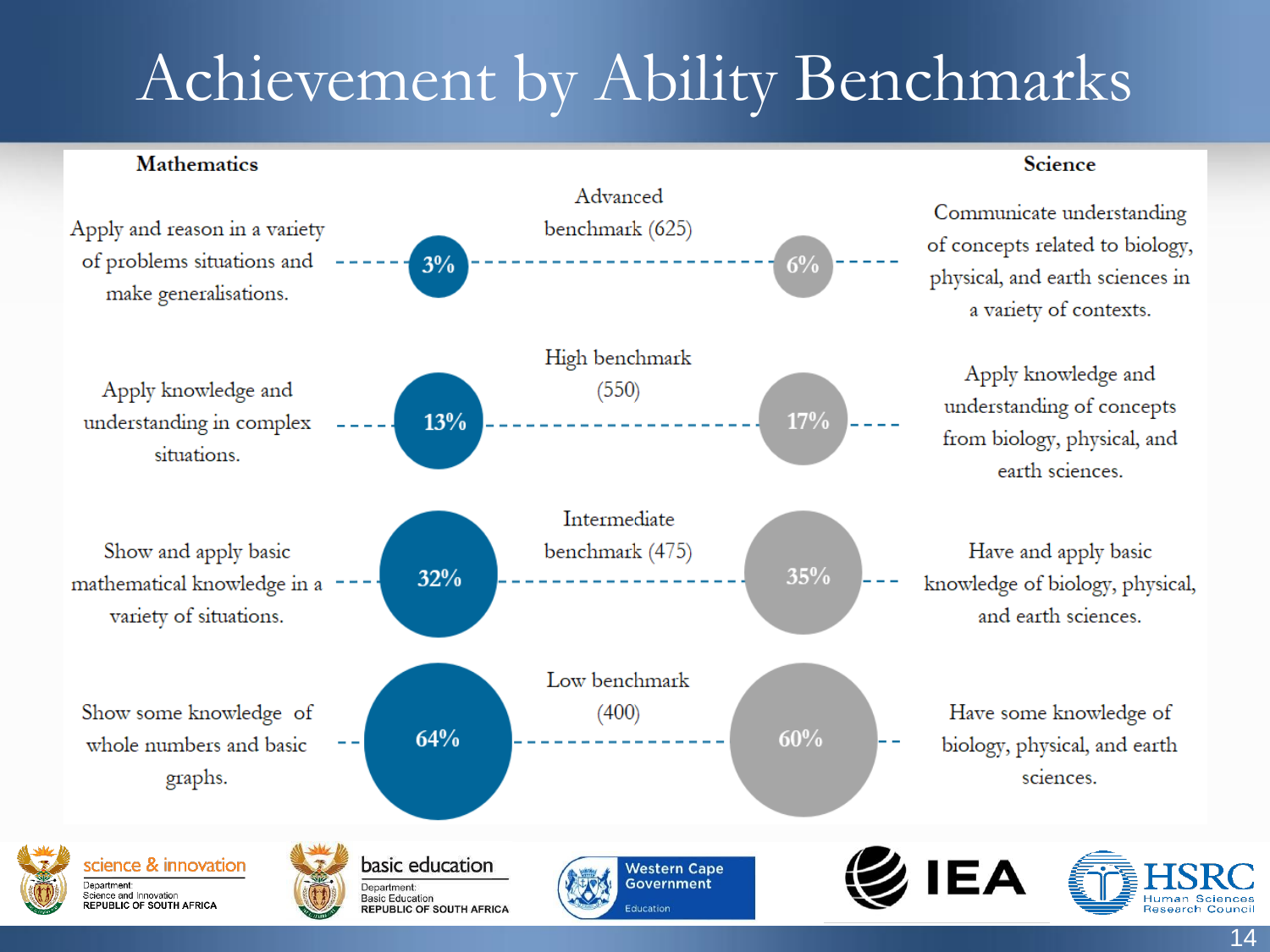# Achievement by Ability Benchmarks

| Mathematics | | Benchmark | | Science |
|---|---|---|---|---|
| Apply and reason in a variety of problems situations and make generalisations. | 3% | Advanced benchmark (625) | 6% | Communicate understanding of concepts related to biology, physical, and earth sciences in a variety of contexts. |
| Apply knowledge and understanding in complex situations. | 13% | High benchmark (550) | 17% | Apply knowledge and understanding of concepts from biology, physical, and earth sciences. |
| Show and apply basic mathematical knowledge in a variety of situations. | 32% | Intermediate benchmark (475) | 35% | Have and apply basic knowledge of biology, physical, and earth sciences. |
| Show some knowledge of whole numbers and basic graphs. | 64% | Low benchmark (400) | 60% | Have some knowledge of biology, physical, and earth sciences. |

science & innovation — Department: Science and Innovation, REPUBLIC OF SOUTH AFRICA

basic education — Department: Basic Education, REPUBLIC OF SOUTH AFRICA

Western Cape Government — Education

IEA

HSRC Human Sciences Research Council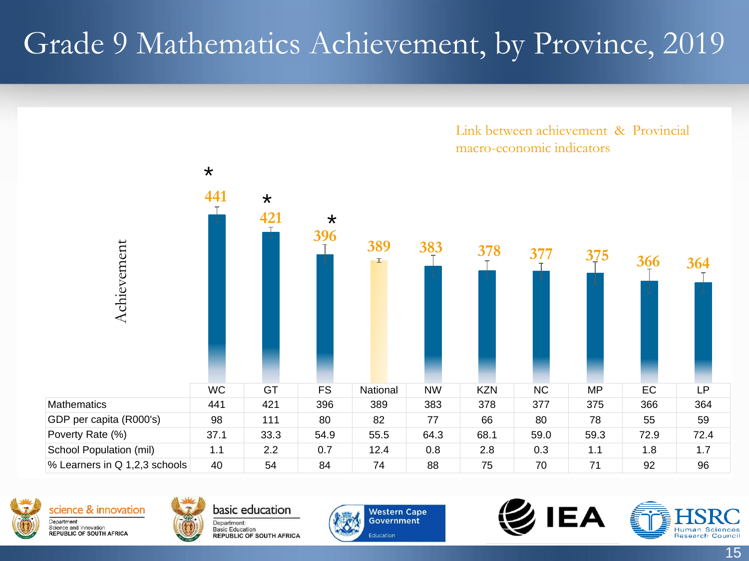# Grade 9 Mathematics Achievement, by Province, 2019

Link between achievement & Provincial macro-economic indicators

Achievement

| | WC | GT | FS | National | NW | KZN | NC | MP | EC | LP |
|---|---|---|---|---|---|---|---|---|---|---|
| | * 441 | * 421 | * 396 | 389 | 383 | 378 | 377 | 375 | 366 | 364 |
| Mathematics | 441 | 421 | 396 | 389 | 383 | 378 | 377 | 375 | 366 | 364 |
| GDP per capita (R000's) | 98 | 111 | 80 | 82 | 77 | 66 | 80 | 78 | 55 | 59 |
| Poverty Rate (%) | 37.1 | 33.3 | 54.9 | 55.5 | 64.3 | 68.1 | 59.0 | 59.3 | 72.9 | 72.4 |
| School Population (mil) | 1.1 | 2.2 | 0.7 | 12.4 | 0.8 | 2.8 | 0.3 | 1.1 | 1.8 | 1.7 |
| % Learners in Q 1,2,3 schools | 40 | 54 | 84 | 74 | 88 | 75 | 70 | 71 | 92 | 96 |

science & innovation — Department: Science and Innovation, REPUBLIC OF SOUTH AFRICA

basic education — Department: Basic Education, REPUBLIC OF SOUTH AFRICA

Western Cape Government — Education

IEA

HSRC — Human Sciences Research Council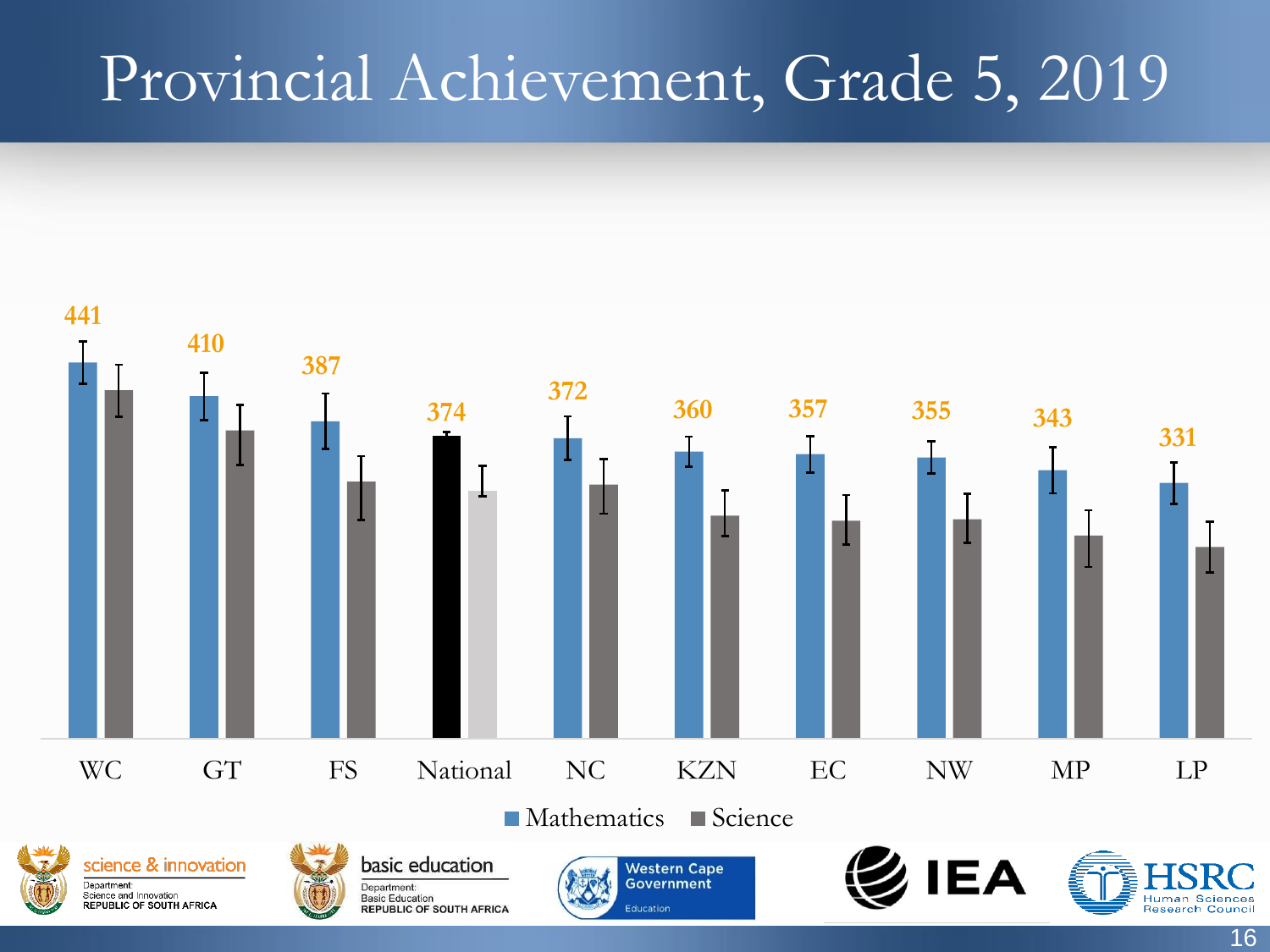# Provincial Achievement, Grade 5, 2019

| | WC | GT | FS | National | NC | KZN | EC | NW | MP | LP |
|---|---|---|---|---|---|---|---|---|---|---|
| Mathematics | 441 | 410 | 387 | 374 | 372 | 360 | 357 | 355 | 343 | 331 |

■ Mathematics ■ Science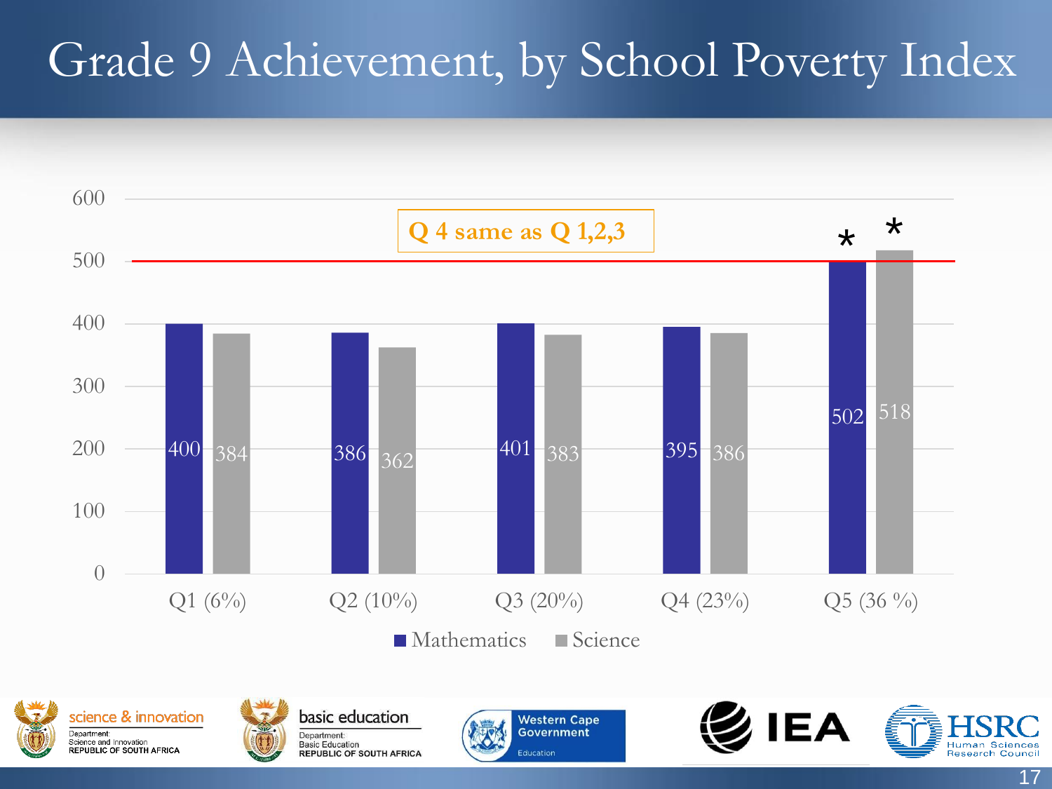# Grade 9 Achievement, by School Poverty Index

**Q 4 same as Q 1,2,3**

| | Mathematics | Science |
|---|---|---|
| Q1 (6%) | 400 | 384 |
| Q2 (10%) | 386 | 362 |
| Q3 (20%) | 401 | 383 |
| Q4 (23%) | 395 | 386 |
| Q5 (36 %) | 502* | 518* |

science & innovation — Department: Science and Innovation, REPUBLIC OF SOUTH AFRICA

basic education — Department: Basic Education, REPUBLIC OF SOUTH AFRICA

Western Cape Government — Education

IEA

HSRC — Human Sciences Research Council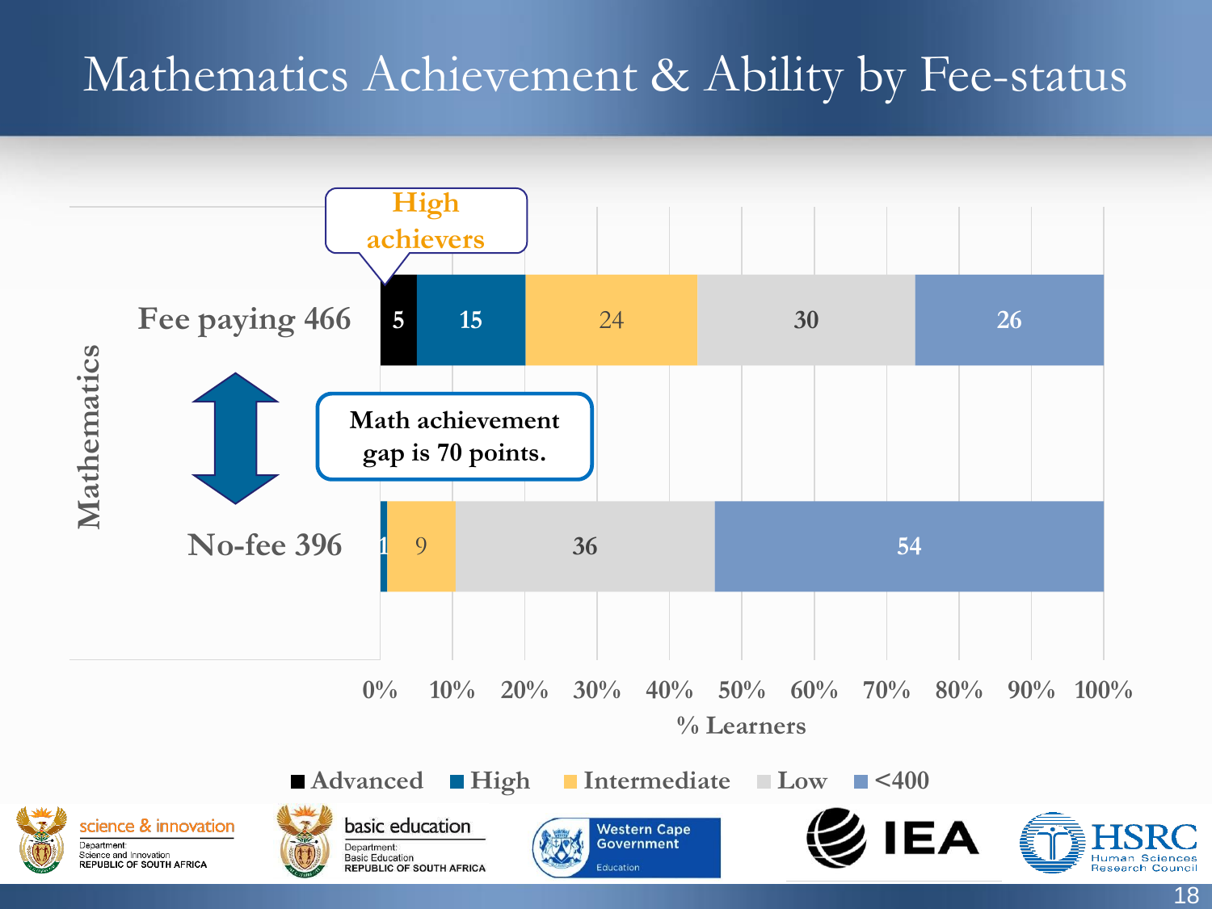# Mathematics Achievement & Ability by Fee-status

High achievers

Math achievement gap is 70 points.

Mathematics

| | Advanced | High | Intermediate | Low | <400 |
|---|---|---|---|---|---|
| Fee paying 466 | 5 | 15 | 24 | 30 | 26 |
| No-fee 396 | | 1 | 9 | 36 | 54 |

% Learners

0% 10% 20% 30% 40% 50% 60% 70% 80% 90% 100%

■ Advanced ■ High ■ Intermediate ■ Low ■ <400

science & innovation — Department: Science and Innovation, REPUBLIC OF SOUTH AFRICA

basic education — Department: Basic Education, REPUBLIC OF SOUTH AFRICA

Western Cape Government — Education

IEA

HSRC — Human Sciences Research Council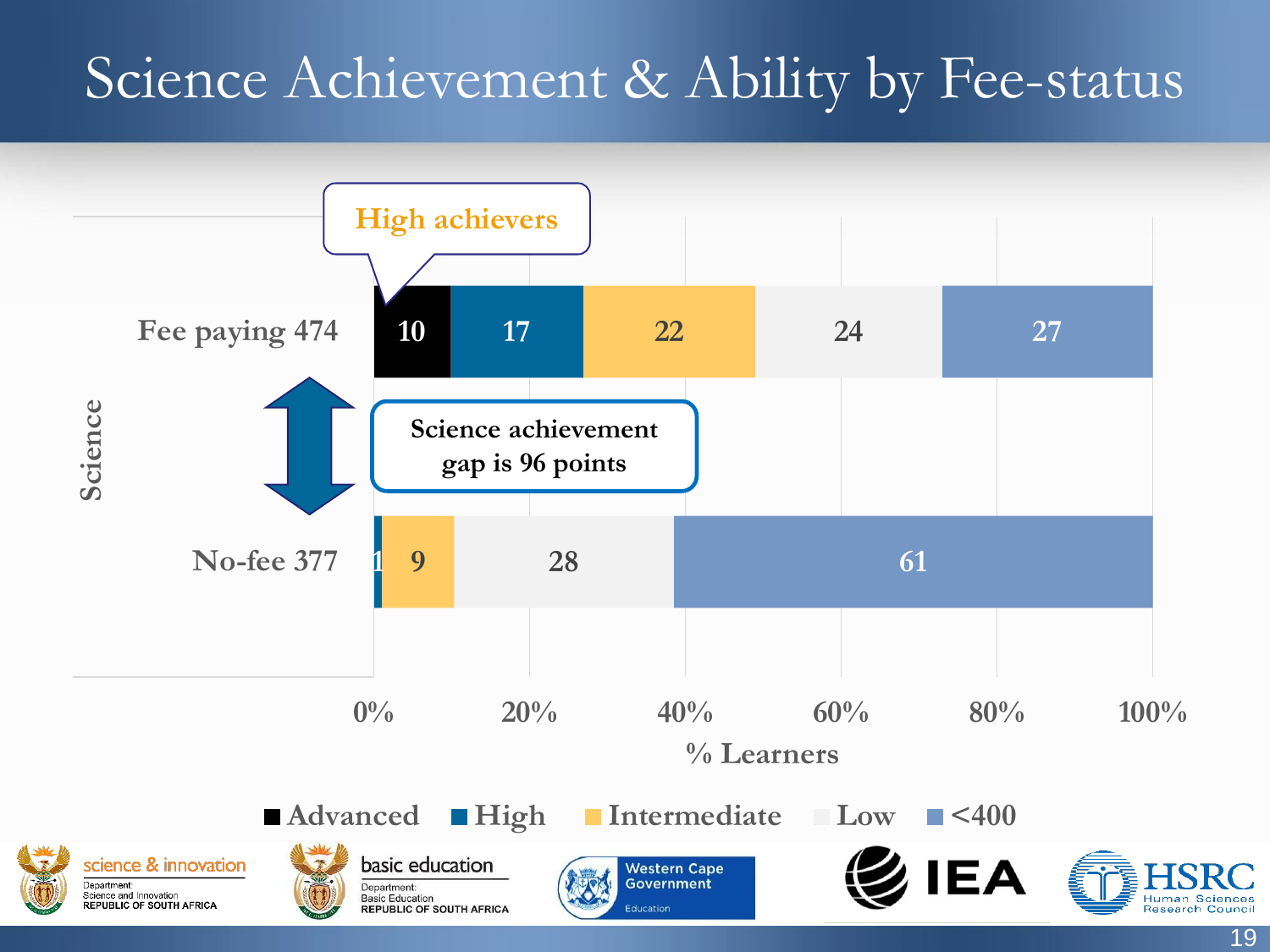# Science Achievement & Ability by Fee-status

High achievers

Science achievement gap is 96 points

| Science | Advanced | High | Intermediate | Low | <400 |
|---|---|---|---|---|---|
| Fee paying 474 | 10 | 17 | 22 | 24 | 27 |
| No-fee 377 | | 1 | 9 | 28 | 61 |

% Learners

0% 20% 40% 60% 80% 100%

■ Advanced ■ High ■ Intermediate ■ Low ■ <400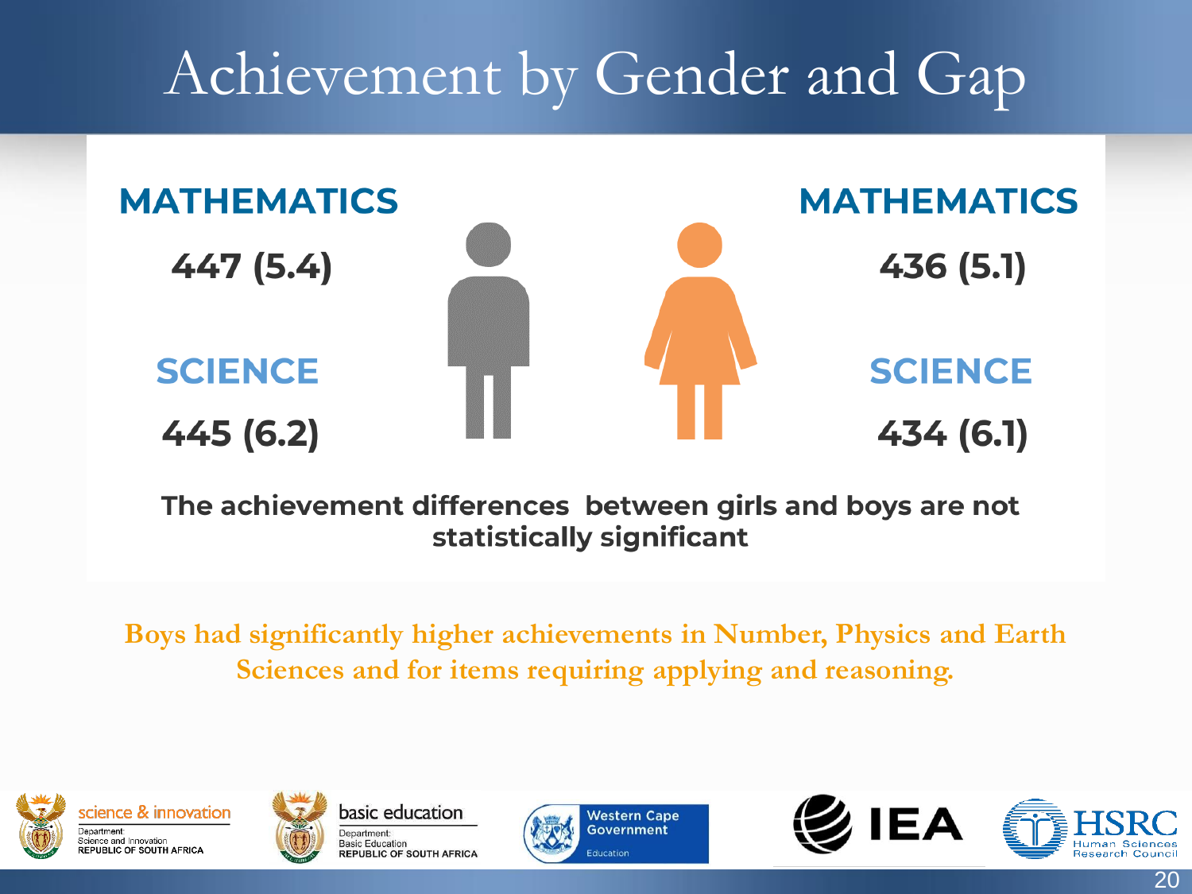# Achievement by Gender and Gap

| | Boys | Girls |
|---|---|---|
| **MATHEMATICS** | 447 (5.4) | 436 (5.1) |
| **SCIENCE** | 445 (6.2) | 434 (6.1) |

**The achievement differences between girls and boys are not statistically significant**

**Boys had significantly higher achievements in Number, Physics and Earth Sciences and for items requiring applying and reasoning.**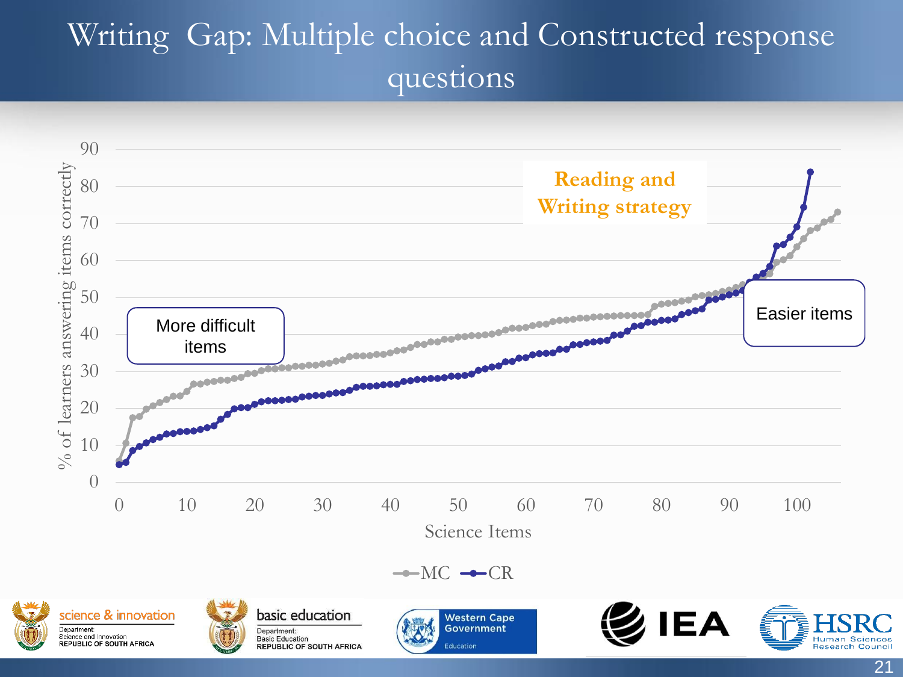# Writing Gap: Multiple choice and Constructed response questions

% of learners answering items correctly

Science Items

MC — CR

More difficult items

Easier items

**Reading and Writing strategy**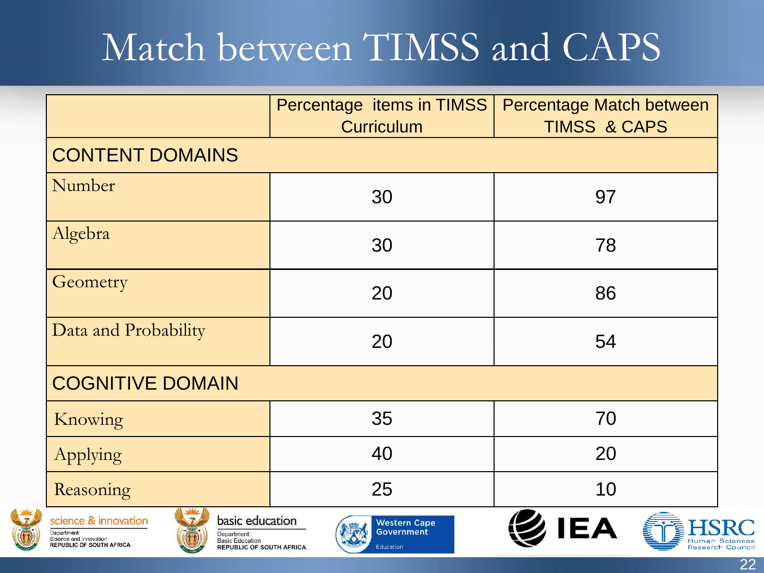# Match between TIMSS and CAPS

| | Percentage items in TIMSS Curriculum | Percentage Match between TIMSS & CAPS |
|---|---|---|
| **CONTENT DOMAINS** | | |
| Number | 30 | 97 |
| Algebra | 30 | 78 |
| Geometry | 20 | 86 |
| Data and Probability | 20 | 54 |
| **COGNITIVE DOMAIN** | | |
| Knowing | 35 | 70 |
| Applying | 40 | 20 |
| Reasoning | 25 | 10 |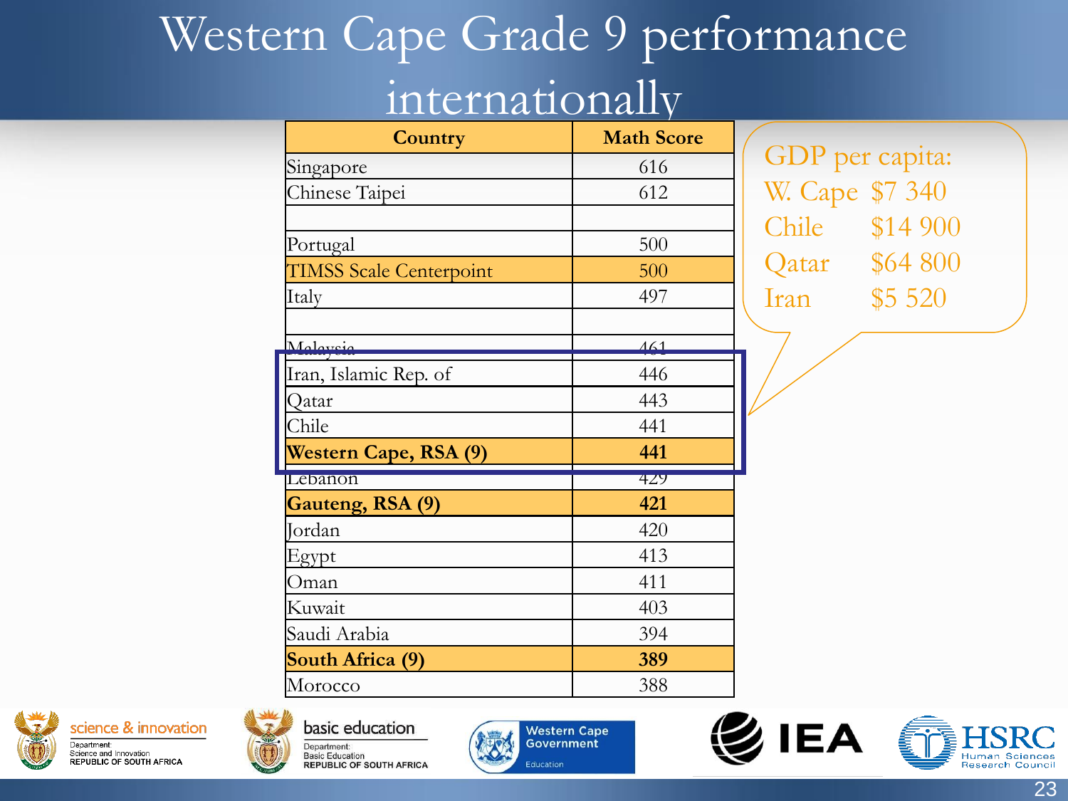# Western Cape Grade 9 performance internationally

| Country | Math Score |
|---|---|
| Singapore | 616 |
| Chinese Taipei | 612 |
| | |
| Portugal | 500 |
| TIMSS Scale Centerpoint | 500 |
| Italy | 497 |
| | |
| Malaysia | 461 |
| Iran, Islamic Rep. of | 446 |
| Qatar | 443 |
| Chile | 441 |
| **Western Cape, RSA (9)** | **441** |
| Lebanon | 429 |
| **Gauteng, RSA (9)** | **421** |
| Jordan | 420 |
| Egypt | 413 |
| Oman | 411 |
| Kuwait | 403 |
| Saudi Arabia | 394 |
| **South Africa (9)** | **389** |
| Morocco | 388 |

GDP per capita:

| | |
|---|---|
| W. Cape | $7 340 |
| Chile | $14 900 |
| Qatar | $64 800 |
| Iran | $5 520 |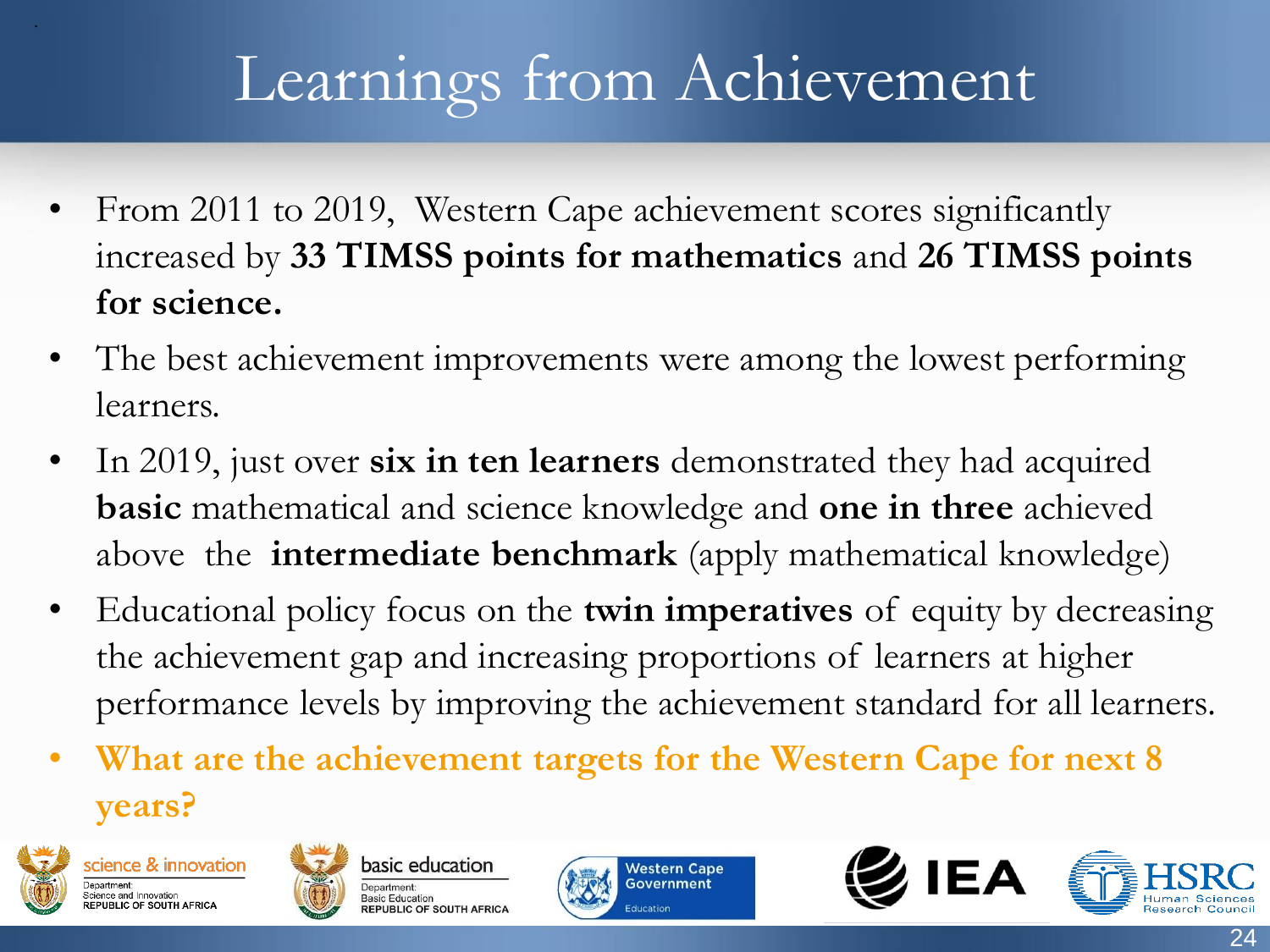# Learnings from Achievement

- From 2011 to 2019, Western Cape achievement scores significantly increased by **33 TIMSS points for mathematics** and **26 TIMSS points for science.**
- The best achievement improvements were among the lowest performing learners.
- In 2019, just over **six in ten learners** demonstrated they had acquired **basic** mathematical and science knowledge and **one in three** achieved above the **intermediate benchmark** (apply mathematical knowledge)
- Educational policy focus on the **twin imperatives** of equity by decreasing the achievement gap and increasing proportions of learners at higher performance levels by improving the achievement standard for all learners.
- **What are the achievement targets for the Western Cape for next 8 years?**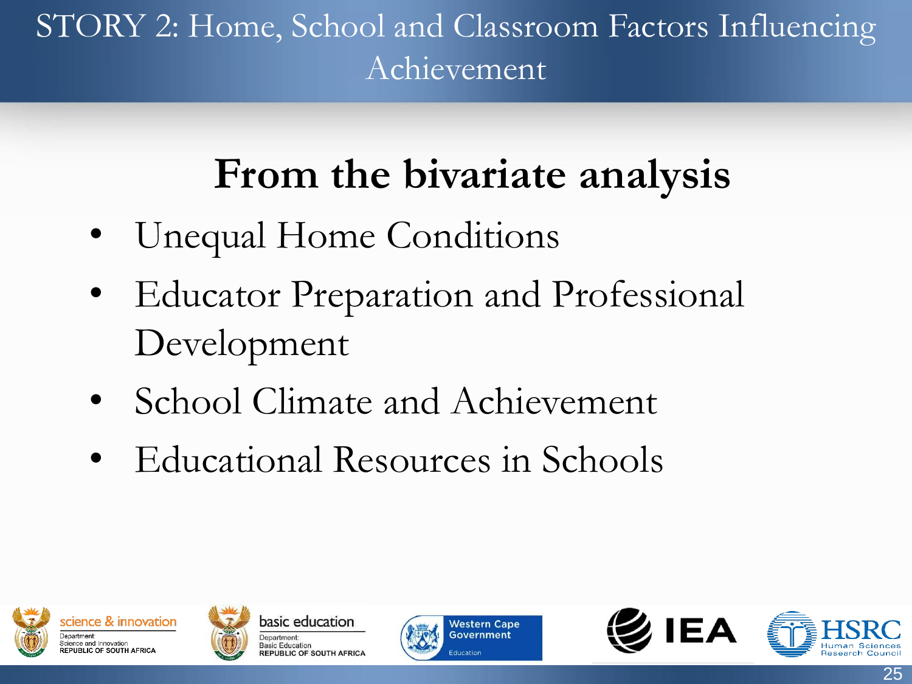# STORY 2: Home, School and Classroom Factors Influencing Achievement

## From the bivariate analysis

- Unequal Home Conditions
- Educator Preparation and Professional Development
- School Climate and Achievement
- Educational Resources in Schools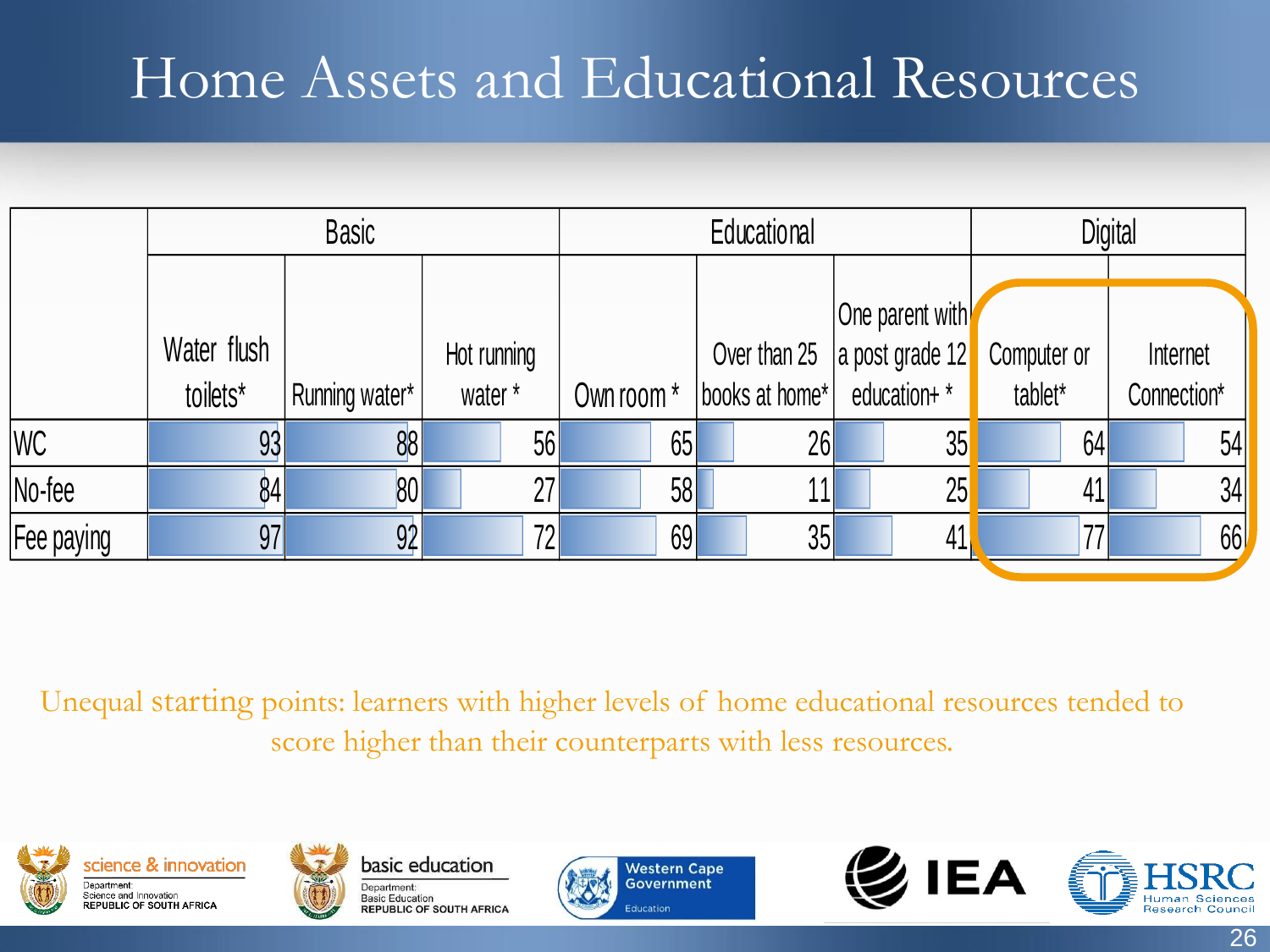# Home Assets and Educational Resources

| | Basic | | | Educational | | | Digital | |
|---|---|---|---|---|---|---|---|---|
| | Water flush toilets* | Running water* | Hot running water * | Own room * | Over than 25 books at home* | One parent with a post grade 12 education+ * | Computer or tablet* | Internet Connection* |
| WC | 93 | 88 | 56 | 65 | 26 | 35 | 64 | 54 |
| No-fee | 84 | 80 | 27 | 58 | 11 | 25 | 41 | 34 |
| Fee paying | 97 | 92 | 72 | 69 | 35 | 41 | 77 | 66 |

Unequal starting points: learners with higher levels of home educational resources tended to score higher than their counterparts with less resources.

science & innovation — Department: Science and Innovation, REPUBLIC OF SOUTH AFRICA

basic education — Department: Basic Education, REPUBLIC OF SOUTH AFRICA

Western Cape Government — Education

IEA

HSRC — Human Sciences Research Council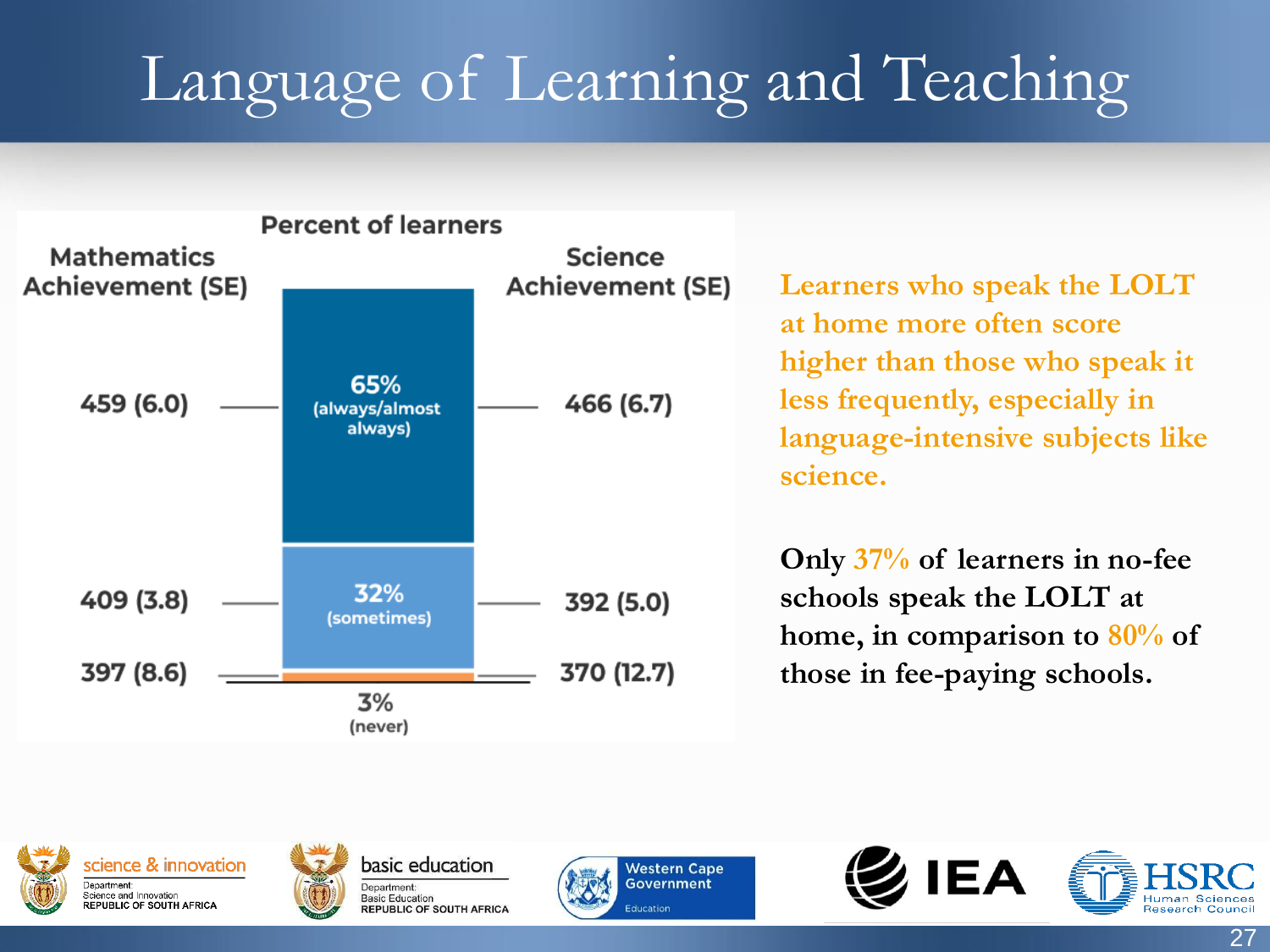# Language of Learning and Teaching

**Percent of learners**

| Mathematics Achievement (SE) | Percent of learners | Science Achievement (SE) |
| --- | --- | --- |
| 459 (6.0) | 65% (always/almost always) | 466 (6.7) |
| 409 (3.8) | 32% (sometimes) | 392 (5.0) |
| 397 (8.6) | 3% (never) | 370 (12.7) |

Learners who speak the LOLT at home more often score higher than those who speak it less frequently, especially in language-intensive subjects like science.

Only 37% of learners in no-fee schools speak the LOLT at home, in comparison to 80% of those in fee-paying schools.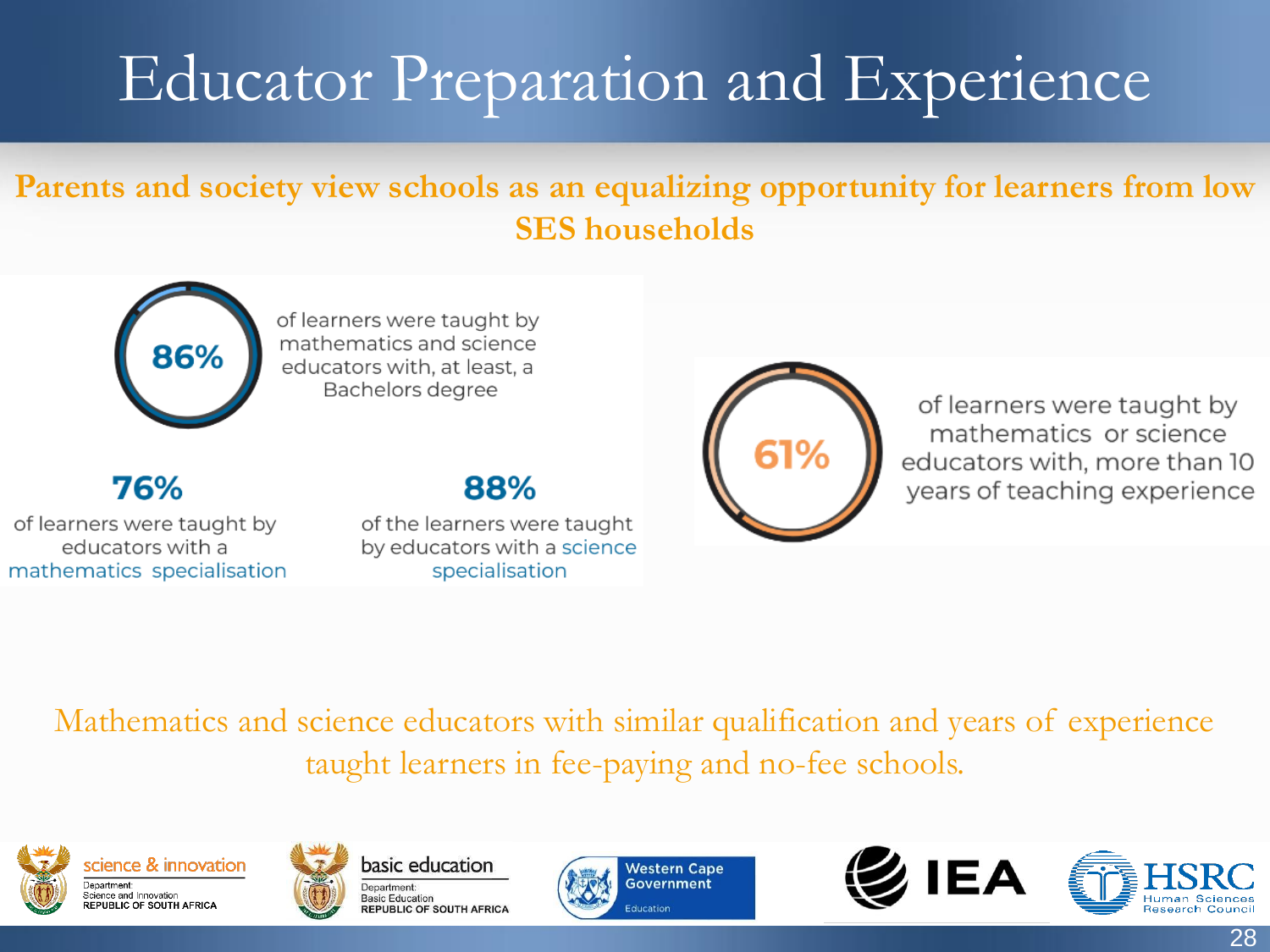# Educator Preparation and Experience

**Parents and society view schools as an equalizing opportunity for learners from low SES households**

**86%** of learners were taught by mathematics and science educators with, at least, a Bachelors degree

**76%** of learners were taught by educators with a mathematics specialisation

**88%** of the learners were taught by educators with a science specialisation

**61%** of learners were taught by mathematics or science educators with, more than 10 years of teaching experience

Mathematics and science educators with similar qualification and years of experience taught learners in fee-paying and no-fee schools.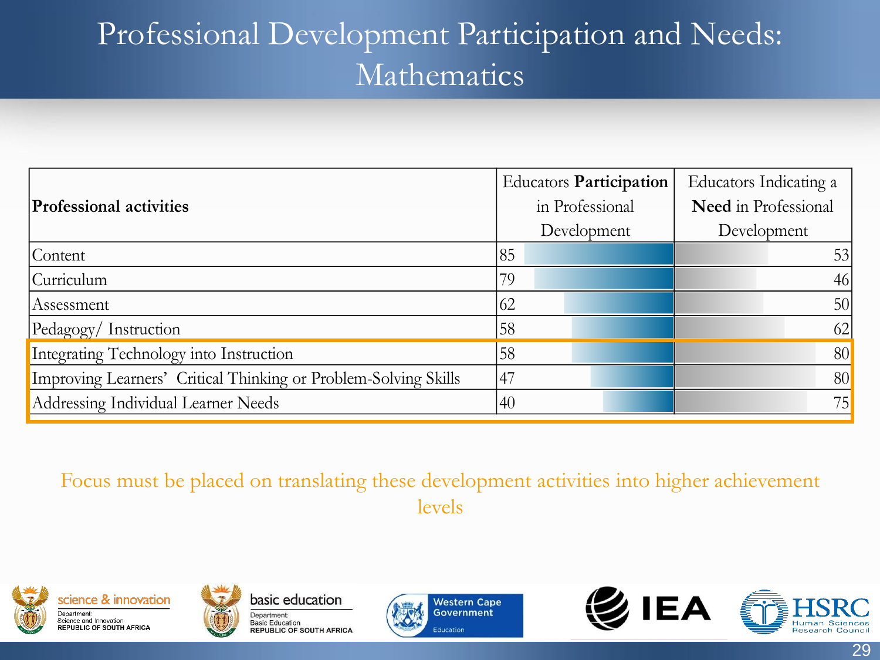# Professional Development Participation and Needs: Mathematics

| Professional activities | Educators **Participation** in Professional Development | Educators Indicating a **Need** in Professional Development |
|---|---|---|
| Content | 85 | 53 |
| Curriculum | 79 | 46 |
| Assessment | 62 | 50 |
| Pedagogy/ Instruction | 58 | 62 |
| Integrating Technology into Instruction | 58 | 80 |
| Improving Learners' Critical Thinking or Problem-Solving Skills | 47 | 80 |
| Addressing Individual Learner Needs | 40 | 75 |

Focus must be placed on translating these development activities into higher achievement levels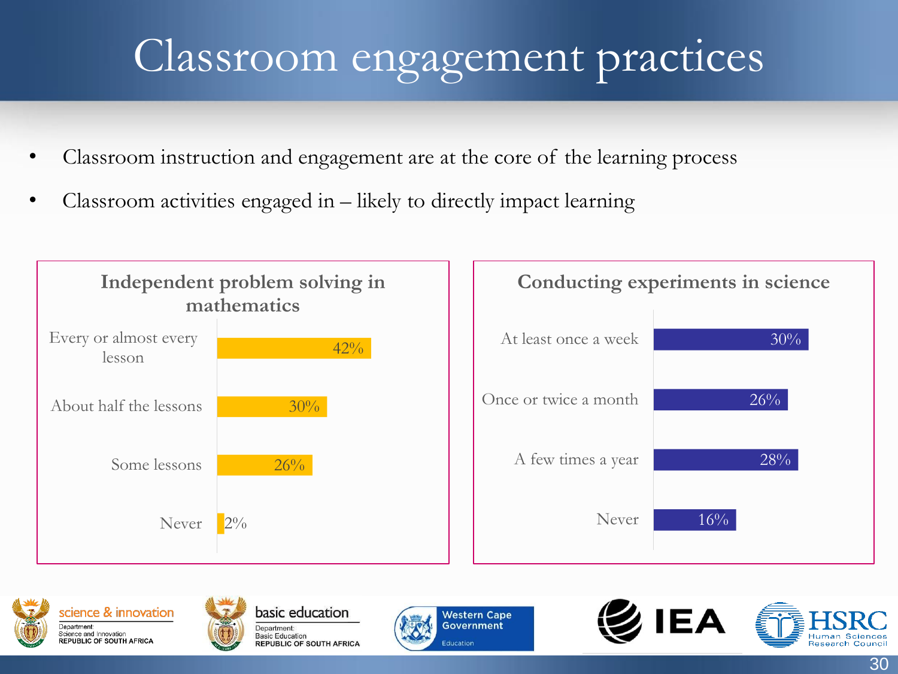# Classroom engagement practices

- Classroom instruction and engagement are at the core of the learning process
- Classroom activities engaged in – likely to directly impact learning

**Independent problem solving in mathematics**

| Frequency | Percentage |
|---|---|
| Every or almost every lesson | 42% |
| About half the lessons | 30% |
| Some lessons | 26% |
| Never | 2% |

**Conducting experiments in science**

| Frequency | Percentage |
|---|---|
| At least once a week | 30% |
| Once or twice a month | 26% |
| A few times a year | 28% |
| Never | 16% |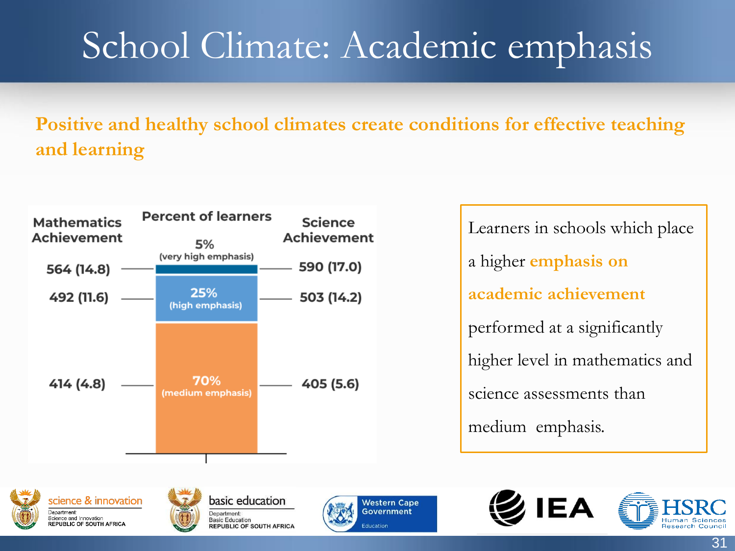# School Climate: Academic emphasis

**Positive and healthy school climates create conditions for effective teaching and learning**

| Mathematics Achievement | Percent of learners | Science Achievement |
|---|---|---|
| 564 (14.8) | 5% (very high emphasis) | 590 (17.0) |
| 492 (11.6) | 25% (high emphasis) | 503 (14.2) |
| 414 (4.8) | 70% (medium emphasis) | 405 (5.6) |

Learners in schools which place a higher **emphasis on academic achievement** performed at a significantly higher level in mathematics and science assessments than medium emphasis.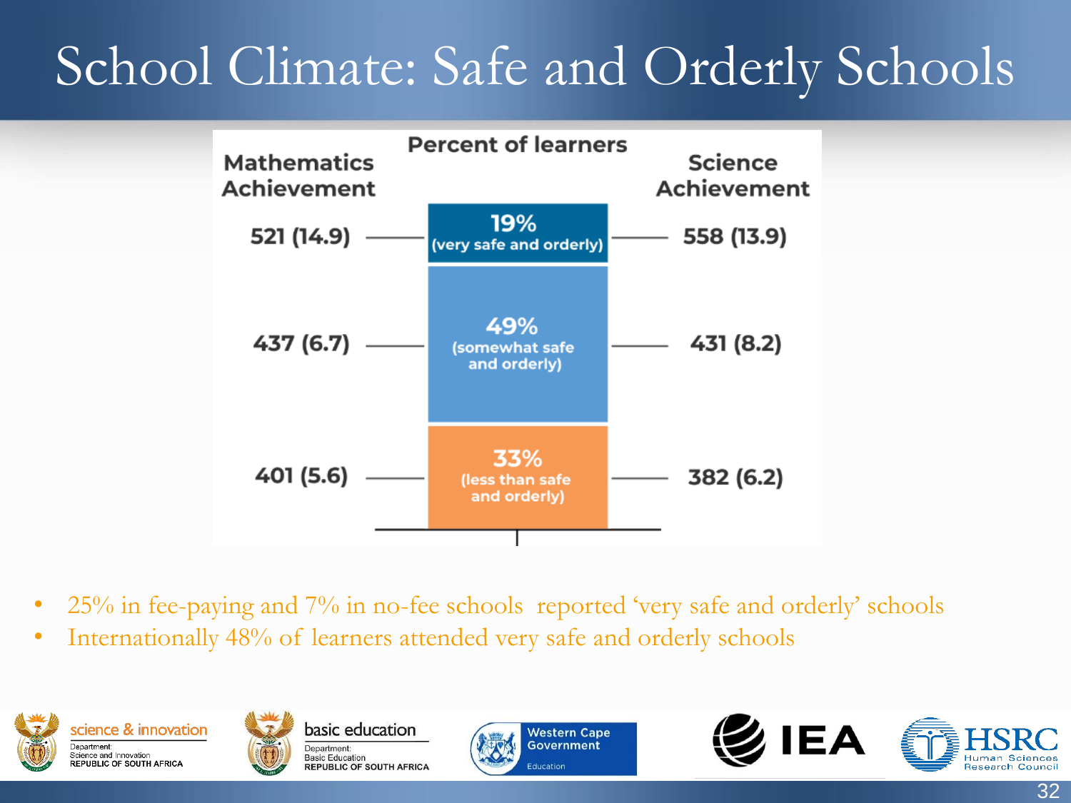# School Climate: Safe and Orderly Schools

| Mathematics Achievement | Percent of learners | Science Achievement |
|---|---|---|
| 521 (14.9) | 19% (very safe and orderly) | 558 (13.9) |
| 437 (6.7) | 49% (somewhat safe and orderly) | 431 (8.2) |
| 401 (5.6) | 33% (less than safe and orderly) | 382 (6.2) |

- 25% in fee-paying and 7% in no-fee schools reported 'very safe and orderly' schools
- Internationally 48% of learners attended very safe and orderly schools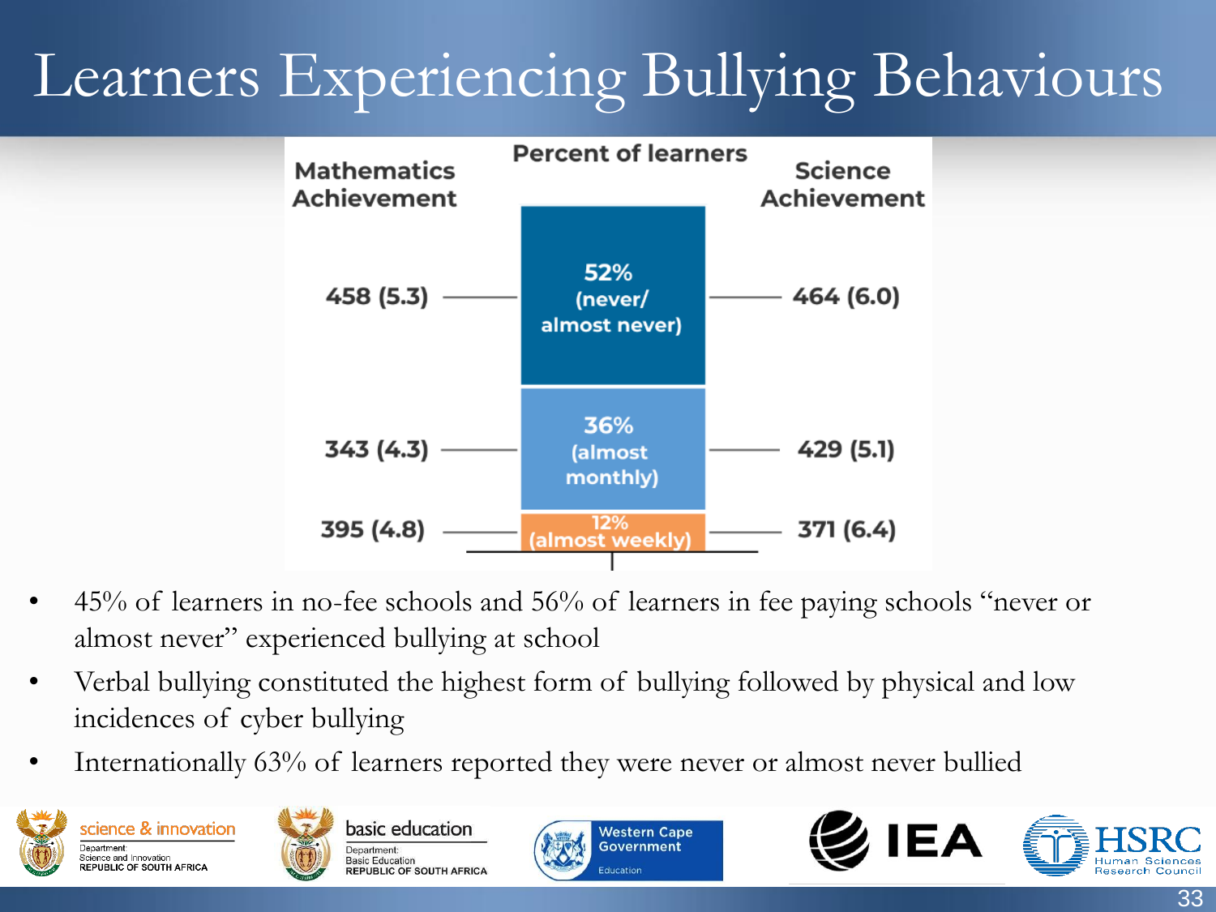# Learners Experiencing Bullying Behaviours

| Mathematics Achievement | Percent of learners | Science Achievement |
| --- | --- | --- |
| 458 (5.3) | 52% (never/ almost never) | 464 (6.0) |
| 343 (4.3) | 36% (almost monthly) | 429 (5.1) |
| 395 (4.8) | 12% (almost weekly) | 371 (6.4) |

- 45% of learners in no-fee schools and 56% of learners in fee paying schools "never or almost never" experienced bullying at school
- Verbal bullying constituted the highest form of bullying followed by physical and low incidences of cyber bullying
- Internationally 63% of learners reported they were never or almost never bullied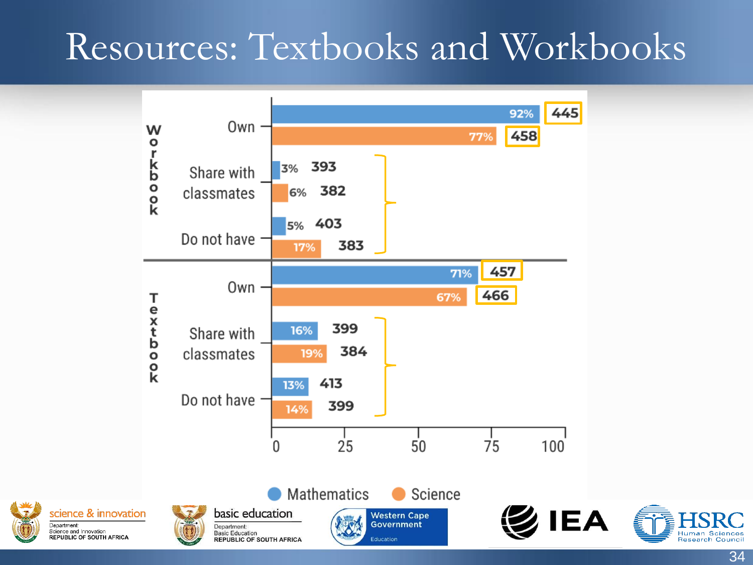# Resources: Textbooks and Workbooks

| | | Mathematics (%) | Mathematics score | Science (%) | Science score |
|---|---|---|---|---|---|
| Workbook | Own | 92% | 445 | 77% | 458 |
| | Share with classmates | 3% | 393 | 6% | 382 |
| | Do not have | 5% | 403 | 17% | 383 |
| Textbook | Own | 71% | 457 | 67% | 466 |
| | Share with classmates | 16% | 399 | 19% | 384 |
| | Do not have | 13% | 413 | 14% | 399 |

● Mathematics ● Science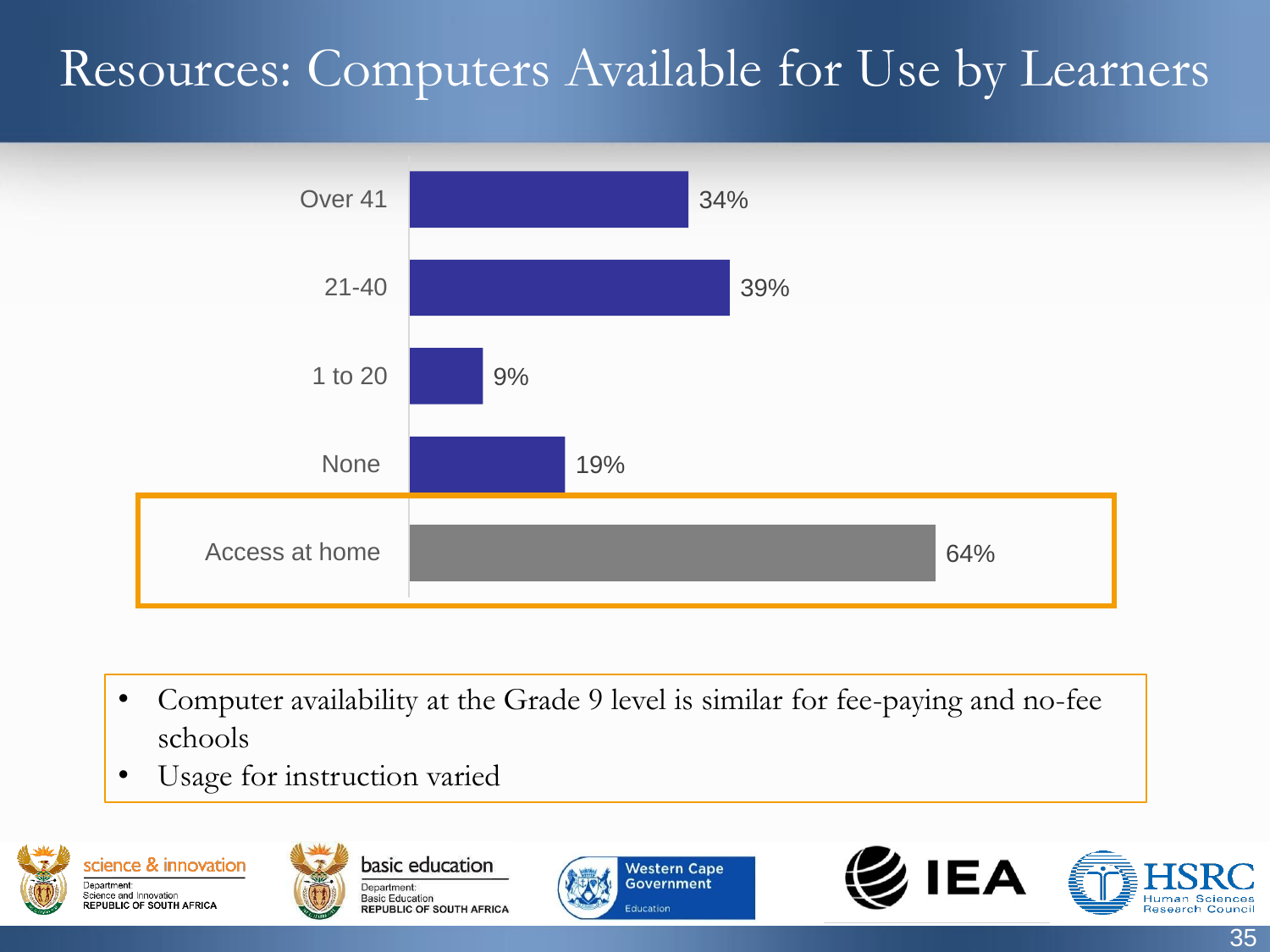# Resources: Computers Available for Use by Learners

| Category | Percentage |
| --- | --- |
| Over 41 | 34% |
| 21-40 | 39% |
| 1 to 20 | 9% |
| None | 19% |
| Access at home | 64% |

- Computer availability at the Grade 9 level is similar for fee-paying and no-fee schools
- Usage for instruction varied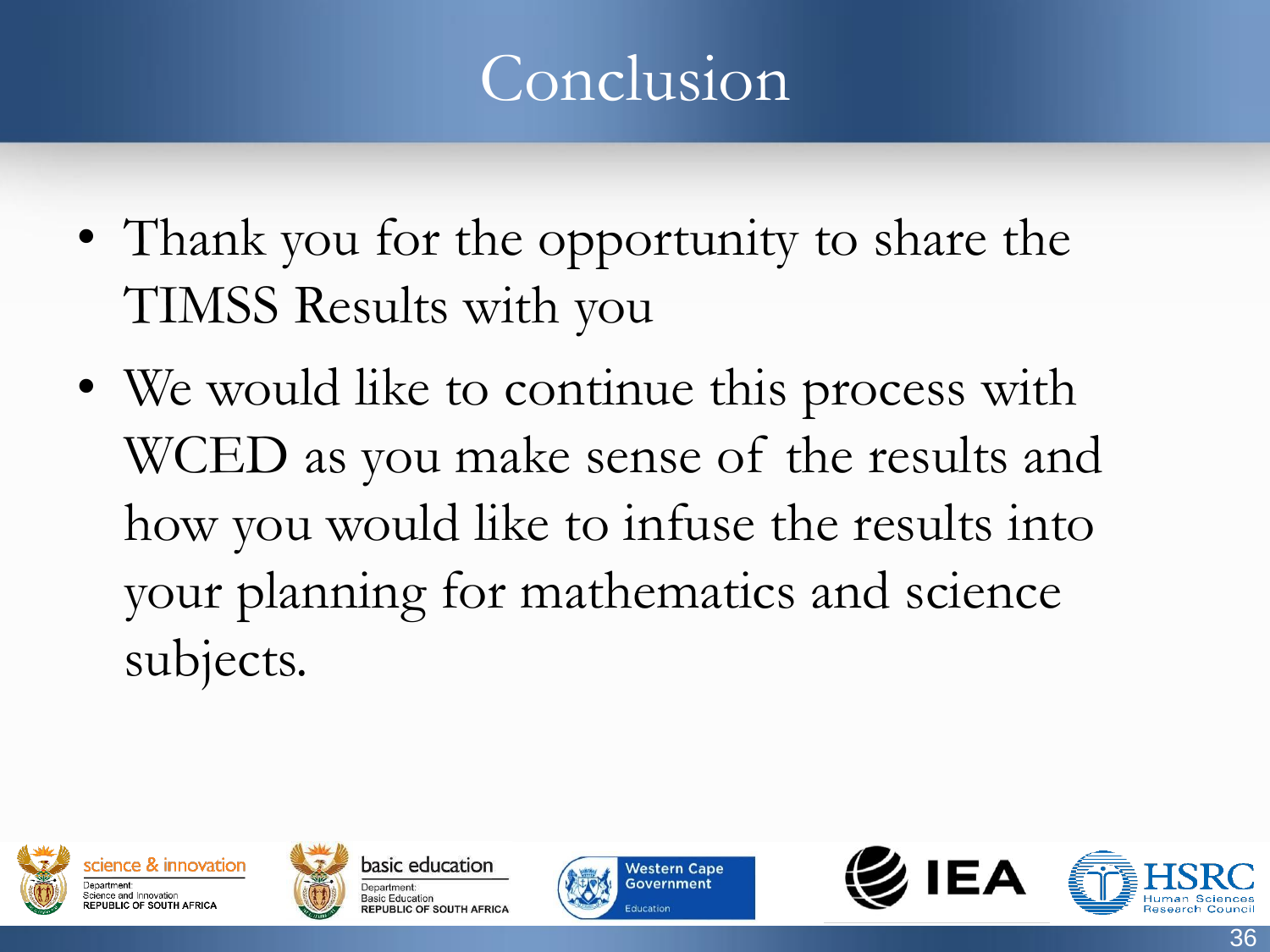# Conclusion

- Thank you for the opportunity to share the TIMSS Results with you
- We would like to continue this process with WCED as you make sense of the results and how you would like to infuse the results into your planning for mathematics and science subjects.